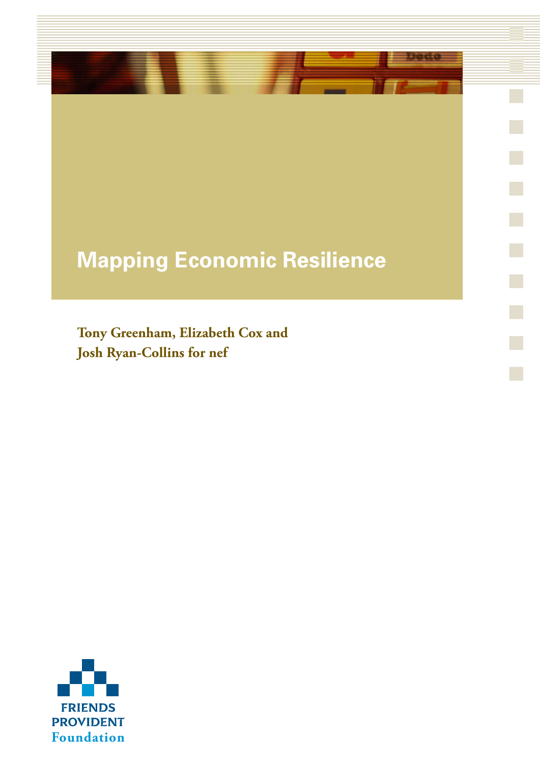# Mapping Economic Resilience

**Tony Greenham, Elizabeth Cox and Josh Ryan-Collins for nef**

FRIENDS PROVIDENT Foundation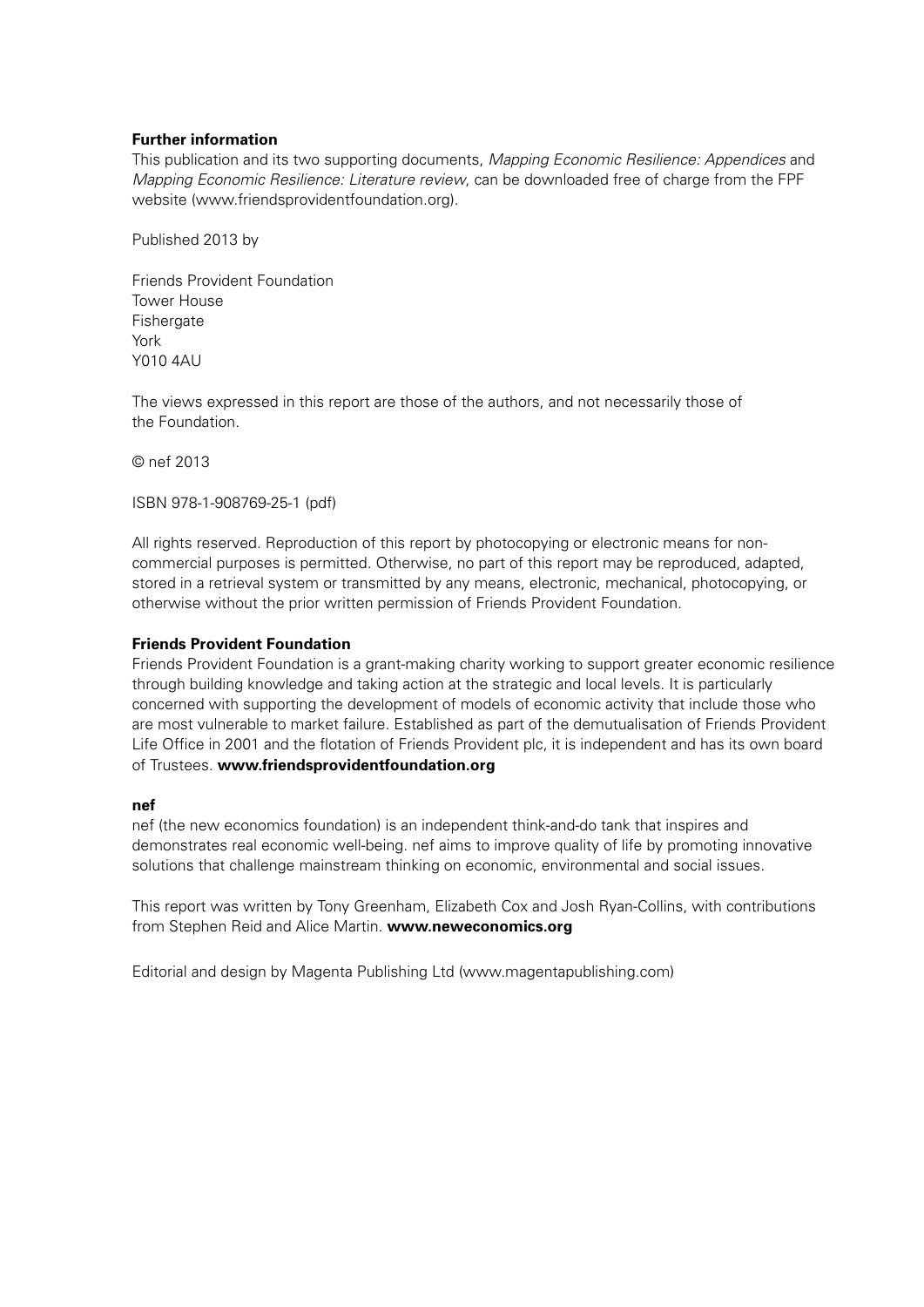**Further information**

This publication and its two supporting documents, *Mapping Economic Resilience: Appendices* and *Mapping Economic Resilience: Literature review*, can be downloaded free of charge from the FPF website (www.friendsprovidentfoundation.org).

Published 2013 by

Friends Provident Foundation
Tower House
Fishergate
York
Y010 4AU

The views expressed in this report are those of the authors, and not necessarily those of the Foundation.

© nef 2013

ISBN 978-1-908769-25-1 (pdf)

All rights reserved. Reproduction of this report by photocopying or electronic means for non-commercial purposes is permitted. Otherwise, no part of this report may be reproduced, adapted, stored in a retrieval system or transmitted by any means, electronic, mechanical, photocopying, or otherwise without the prior written permission of Friends Provident Foundation.

**Friends Provident Foundation**

Friends Provident Foundation is a grant-making charity working to support greater economic resilience through building knowledge and taking action at the strategic and local levels. It is particularly concerned with supporting the development of models of economic activity that include those who are most vulnerable to market failure. Established as part of the demutualisation of Friends Provident Life Office in 2001 and the flotation of Friends Provident plc, it is independent and has its own board of Trustees. **www.friendsprovidentfoundation.org**

**nef**

nef (the new economics foundation) is an independent think-and-do tank that inspires and demonstrates real economic well-being. nef aims to improve quality of life by promoting innovative solutions that challenge mainstream thinking on economic, environmental and social issues.

This report was written by Tony Greenham, Elizabeth Cox and Josh Ryan-Collins, with contributions from Stephen Reid and Alice Martin. **www.neweconomics.org**

Editorial and design by Magenta Publishing Ltd (www.magentapublishing.com)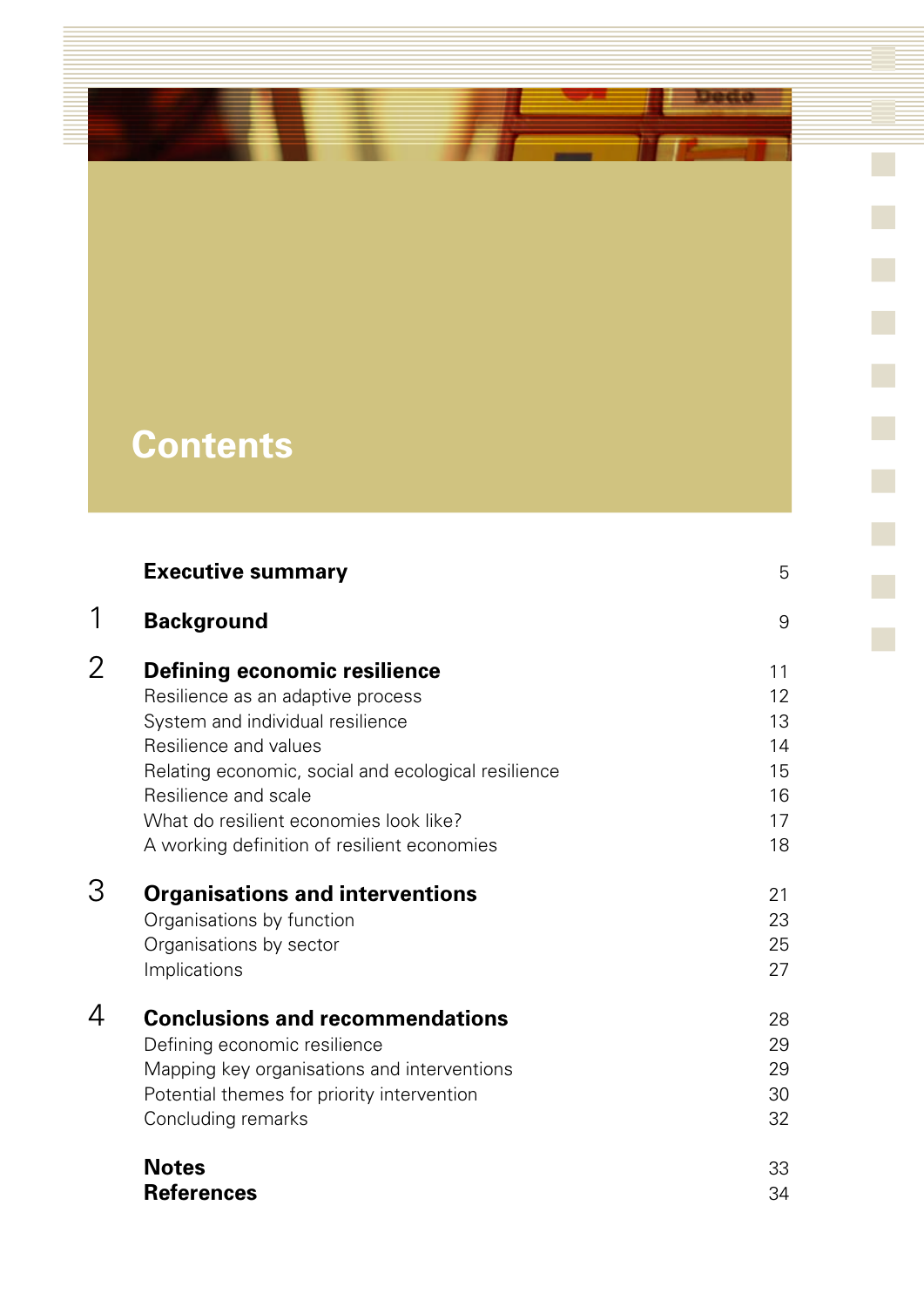# Contents

| | | |
|---|---|---|
| | **Executive summary** | 5 |
| 1 | **Background** | 9 |
| 2 | **Defining economic resilience** | 11 |
| | Resilience as an adaptive process | 12 |
| | System and individual resilience | 13 |
| | Resilience and values | 14 |
| | Relating economic, social and ecological resilience | 15 |
| | Resilience and scale | 16 |
| | What do resilient economies look like? | 17 |
| | A working definition of resilient economies | 18 |
| 3 | **Organisations and interventions** | 21 |
| | Organisations by function | 23 |
| | Organisations by sector | 25 |
| | Implications | 27 |
| 4 | **Conclusions and recommendations** | 28 |
| | Defining economic resilience | 29 |
| | Mapping key organisations and interventions | 29 |
| | Potential themes for priority intervention | 30 |
| | Concluding remarks | 32 |
| | **Notes** | 33 |
| | **References** | 34 |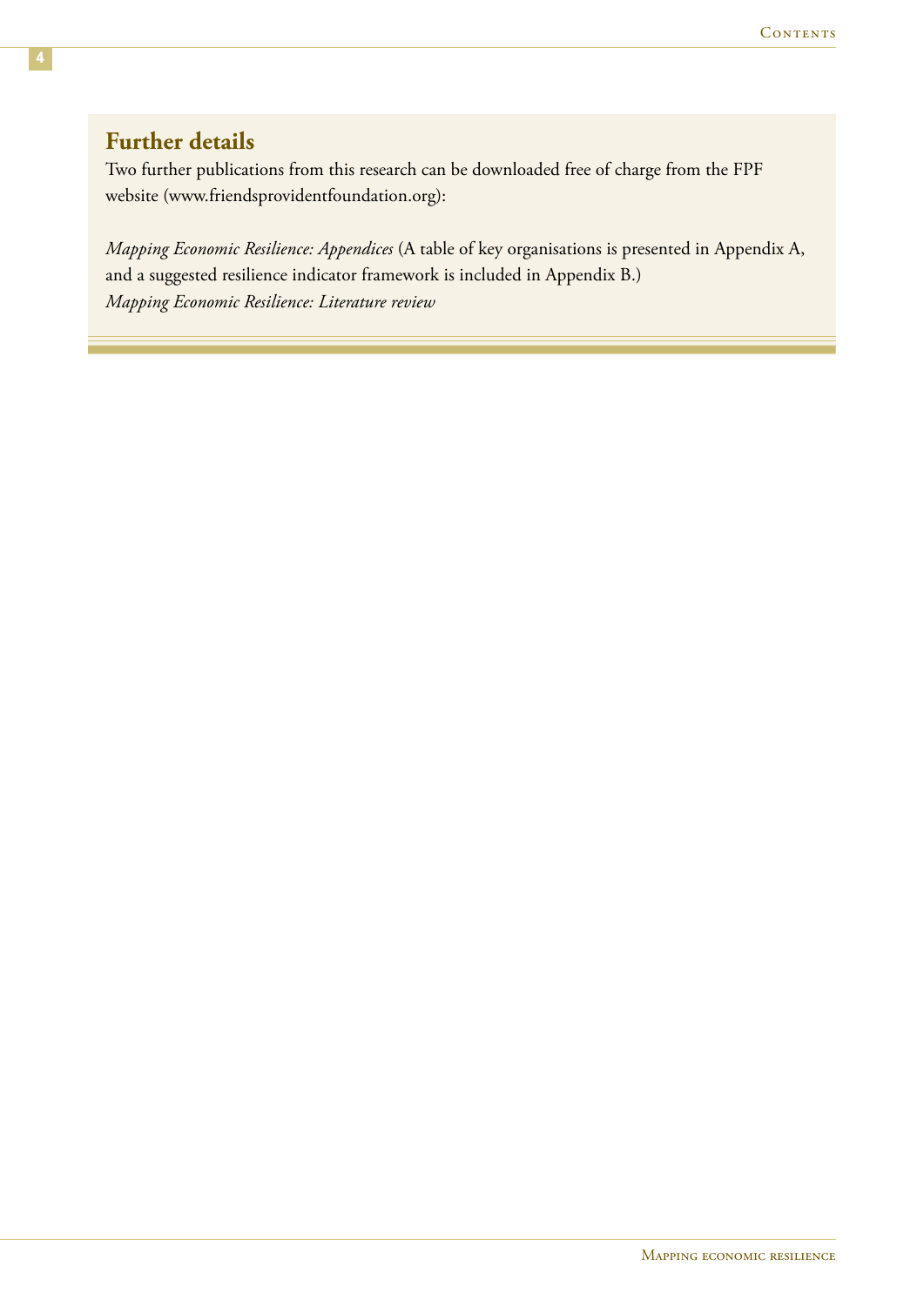## Further details

Two further publications from this research can be downloaded free of charge from the FPF website (www.friendsprovidentfoundation.org):

*Mapping Economic Resilience: Appendices* (A table of key organisations is presented in Appendix A, and a suggested resilience indicator framework is included in Appendix B.)
*Mapping Economic Resilience: Literature review*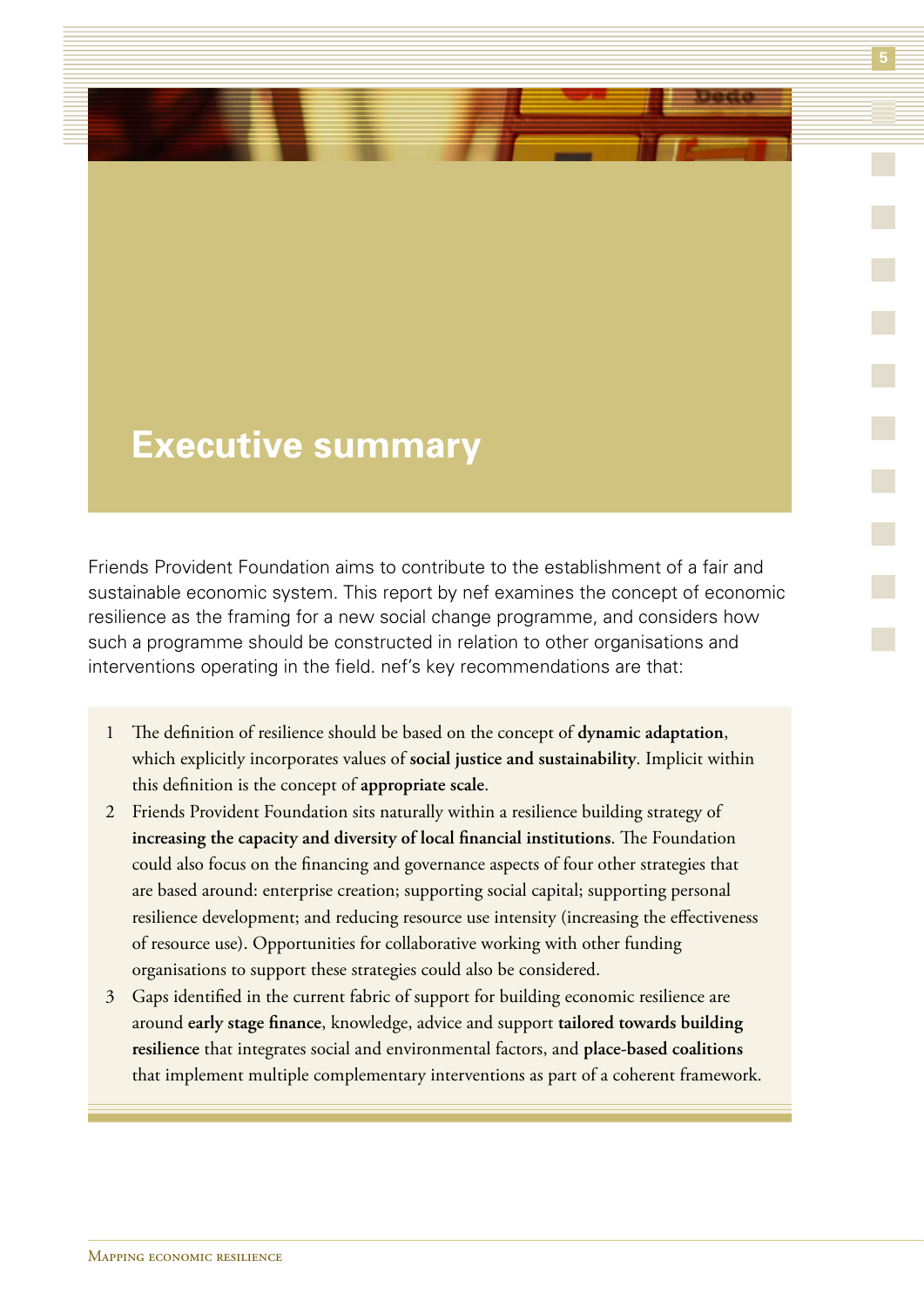# Executive summary

Friends Provident Foundation aims to contribute to the establishment of a fair and sustainable economic system. This report by nef examines the concept of economic resilience as the framing for a new social change programme, and considers how such a programme should be constructed in relation to other organisations and interventions operating in the field. nef's key recommendations are that:

1. The definition of resilience should be based on the concept of **dynamic adaptation**, which explicitly incorporates values of **social justice and sustainability**. Implicit within this definition is the concept of **appropriate scale**.
2. Friends Provident Foundation sits naturally within a resilience building strategy of **increasing the capacity and diversity of local financial institutions**. The Foundation could also focus on the financing and governance aspects of four other strategies that are based around: enterprise creation; supporting social capital; supporting personal resilience development; and reducing resource use intensity (increasing the effectiveness of resource use). Opportunities for collaborative working with other funding organisations to support these strategies could also be considered.
3. Gaps identified in the current fabric of support for building economic resilience are around **early stage finance**, knowledge, advice and support **tailored towards building resilience** that integrates social and environmental factors, and **place-based coalitions** that implement multiple complementary interventions as part of a coherent framework.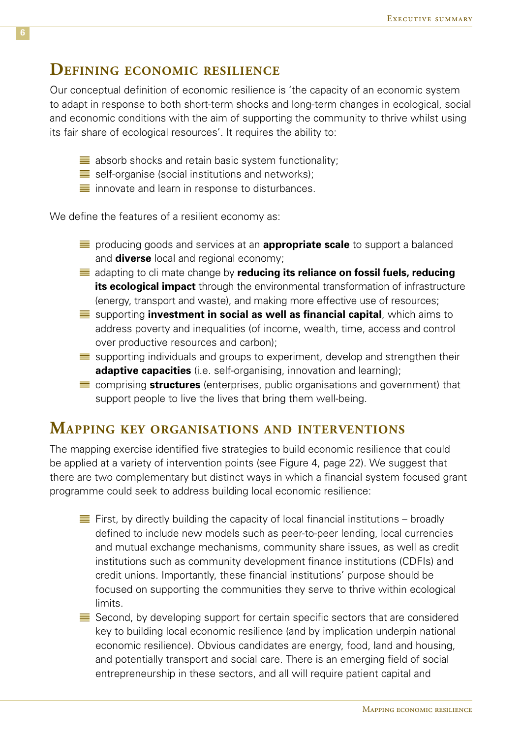## Defining economic resilience

Our conceptual definition of economic resilience is 'the capacity of an economic system to adapt in response to both short-term shocks and long-term changes in ecological, social and economic conditions with the aim of supporting the community to thrive whilst using its fair share of ecological resources'. It requires the ability to:

- absorb shocks and retain basic system functionality;
- self-organise (social institutions and networks);
- innovate and learn in response to disturbances.

We define the features of a resilient economy as:

- producing goods and services at an **appropriate scale** to support a balanced and **diverse** local and regional economy;
- adapting to cli mate change by **reducing its reliance on fossil fuels, reducing its ecological impact** through the environmental transformation of infrastructure (energy, transport and waste), and making more effective use of resources;
- supporting **investment in social as well as financial capital**, which aims to address poverty and inequalities (of income, wealth, time, access and control over productive resources and carbon);
- supporting individuals and groups to experiment, develop and strengthen their **adaptive capacities** (i.e. self-organising, innovation and learning);
- comprising **structures** (enterprises, public organisations and government) that support people to live the lives that bring them well-being.

## Mapping key organisations and interventions

The mapping exercise identified five strategies to build economic resilience that could be applied at a variety of intervention points (see Figure 4, page 22). We suggest that there are two complementary but distinct ways in which a financial system focused grant programme could seek to address building local economic resilience:

- First, by directly building the capacity of local financial institutions – broadly defined to include new models such as peer-to-peer lending, local currencies and mutual exchange mechanisms, community share issues, as well as credit institutions such as community development finance institutions (CDFIs) and credit unions. Importantly, these financial institutions' purpose should be focused on supporting the communities they serve to thrive within ecological limits.
- Second, by developing support for certain specific sectors that are considered key to building local economic resilience (and by implication underpin national economic resilience). Obvious candidates are energy, food, land and housing, and potentially transport and social care. There is an emerging field of social entrepreneurship in these sectors, and all will require patient capital and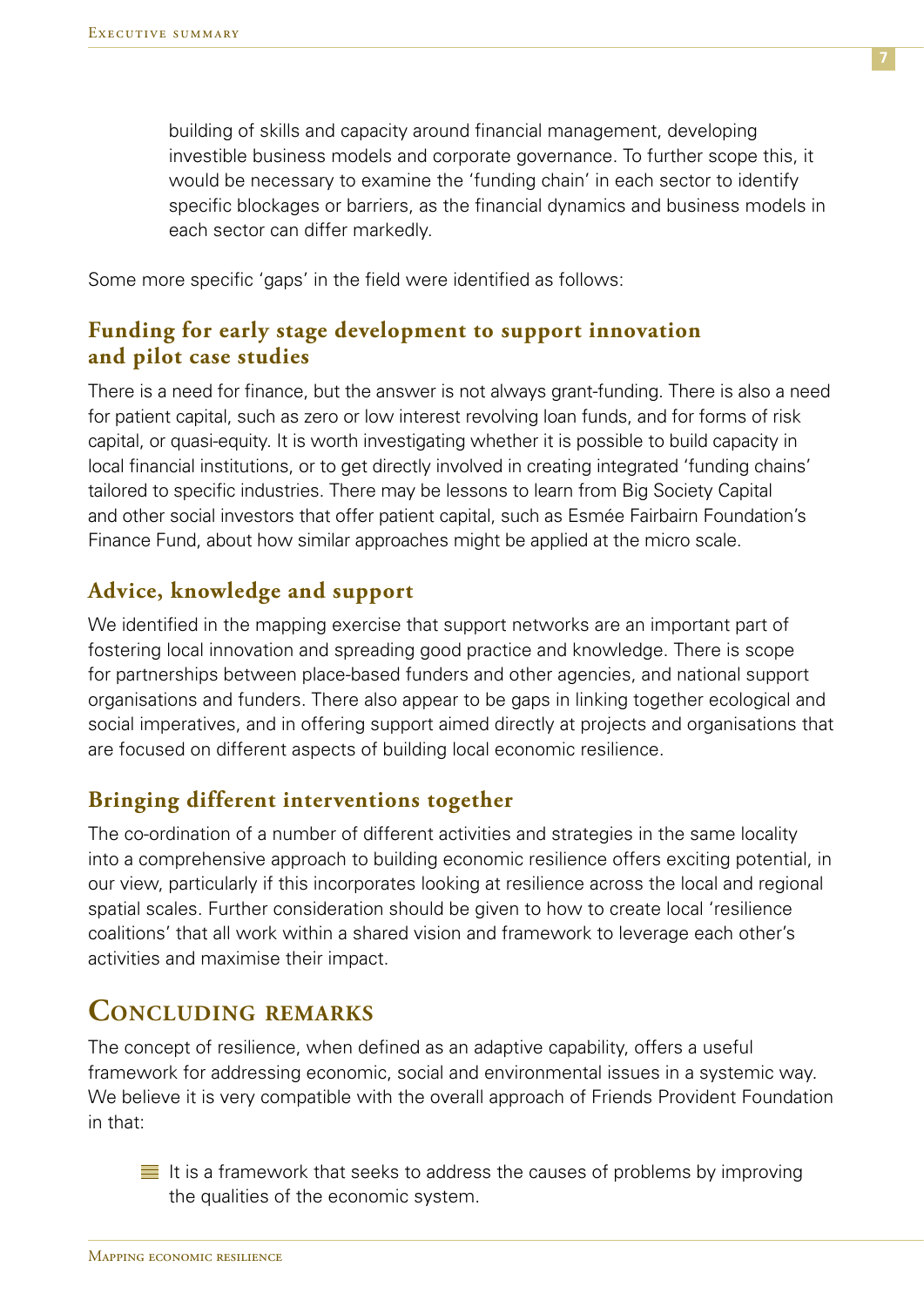building of skills and capacity around financial management, developing investible business models and corporate governance. To further scope this, it would be necessary to examine the 'funding chain' in each sector to identify specific blockages or barriers, as the financial dynamics and business models in each sector can differ markedly.

Some more specific 'gaps' in the field were identified as follows:

### Funding for early stage development to support innovation and pilot case studies

There is a need for finance, but the answer is not always grant-funding. There is also a need for patient capital, such as zero or low interest revolving loan funds, and for forms of risk capital, or quasi-equity. It is worth investigating whether it is possible to build capacity in local financial institutions, or to get directly involved in creating integrated 'funding chains' tailored to specific industries. There may be lessons to learn from Big Society Capital and other social investors that offer patient capital, such as Esmée Fairbairn Foundation's Finance Fund, about how similar approaches might be applied at the micro scale.

### Advice, knowledge and support

We identified in the mapping exercise that support networks are an important part of fostering local innovation and spreading good practice and knowledge. There is scope for partnerships between place-based funders and other agencies, and national support organisations and funders. There also appear to be gaps in linking together ecological and social imperatives, and in offering support aimed directly at projects and organisations that are focused on different aspects of building local economic resilience.

### Bringing different interventions together

The co-ordination of a number of different activities and strategies in the same locality into a comprehensive approach to building economic resilience offers exciting potential, in our view, particularly if this incorporates looking at resilience across the local and regional spatial scales. Further consideration should be given to how to create local 'resilience coalitions' that all work within a shared vision and framework to leverage each other's activities and maximise their impact.

## Concluding remarks

The concept of resilience, when defined as an adaptive capability, offers a useful framework for addressing economic, social and environmental issues in a systemic way. We believe it is very compatible with the overall approach of Friends Provident Foundation in that:

- It is a framework that seeks to address the causes of problems by improving the qualities of the economic system.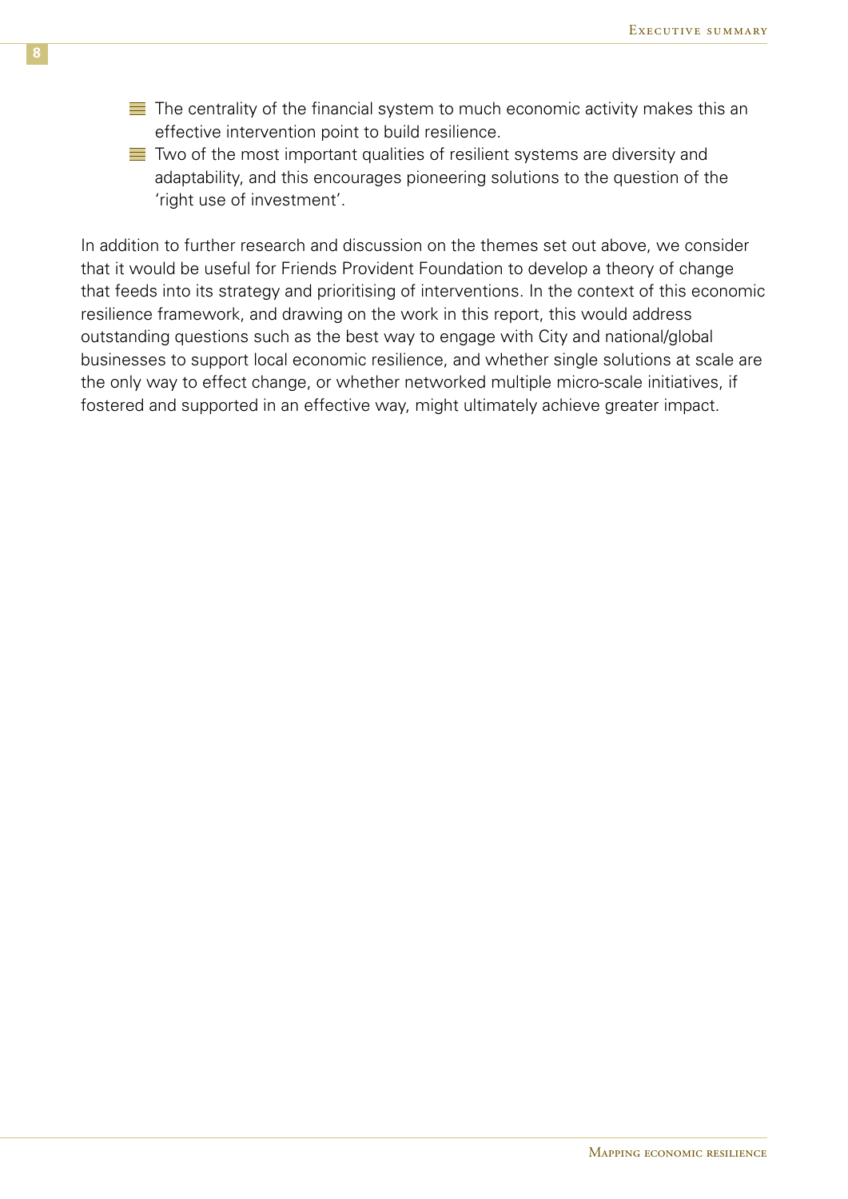- The centrality of the financial system to much economic activity makes this an effective intervention point to build resilience.
- Two of the most important qualities of resilient systems are diversity and adaptability, and this encourages pioneering solutions to the question of the 'right use of investment'.

In addition to further research and discussion on the themes set out above, we consider that it would be useful for Friends Provident Foundation to develop a theory of change that feeds into its strategy and prioritising of interventions. In the context of this economic resilience framework, and drawing on the work in this report, this would address outstanding questions such as the best way to engage with City and national/global businesses to support local economic resilience, and whether single solutions at scale are the only way to effect change, or whether networked multiple micro-scale initiatives, if fostered and supported in an effective way, might ultimately achieve greater impact.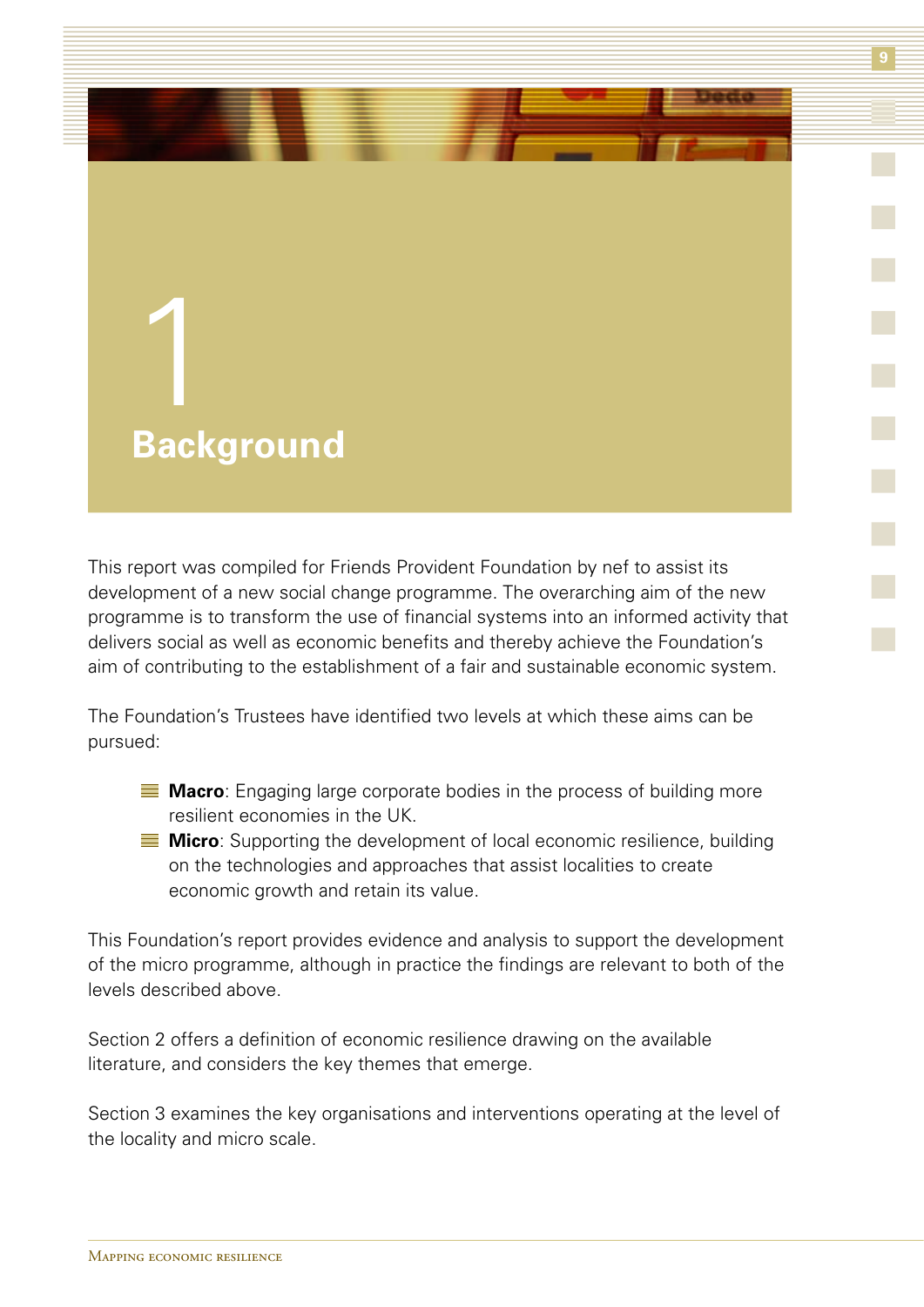# 1 Background

This report was compiled for Friends Provident Foundation by nef to assist its development of a new social change programme. The overarching aim of the new programme is to transform the use of financial systems into an informed activity that delivers social as well as economic benefits and thereby achieve the Foundation's aim of contributing to the establishment of a fair and sustainable economic system.

The Foundation's Trustees have identified two levels at which these aims can be pursued:

- **Macro**: Engaging large corporate bodies in the process of building more resilient economies in the UK.
- **Micro**: Supporting the development of local economic resilience, building on the technologies and approaches that assist localities to create economic growth and retain its value.

This Foundation's report provides evidence and analysis to support the development of the micro programme, although in practice the findings are relevant to both of the levels described above.

Section 2 offers a definition of economic resilience drawing on the available literature, and considers the key themes that emerge.

Section 3 examines the key organisations and interventions operating at the level of the locality and micro scale.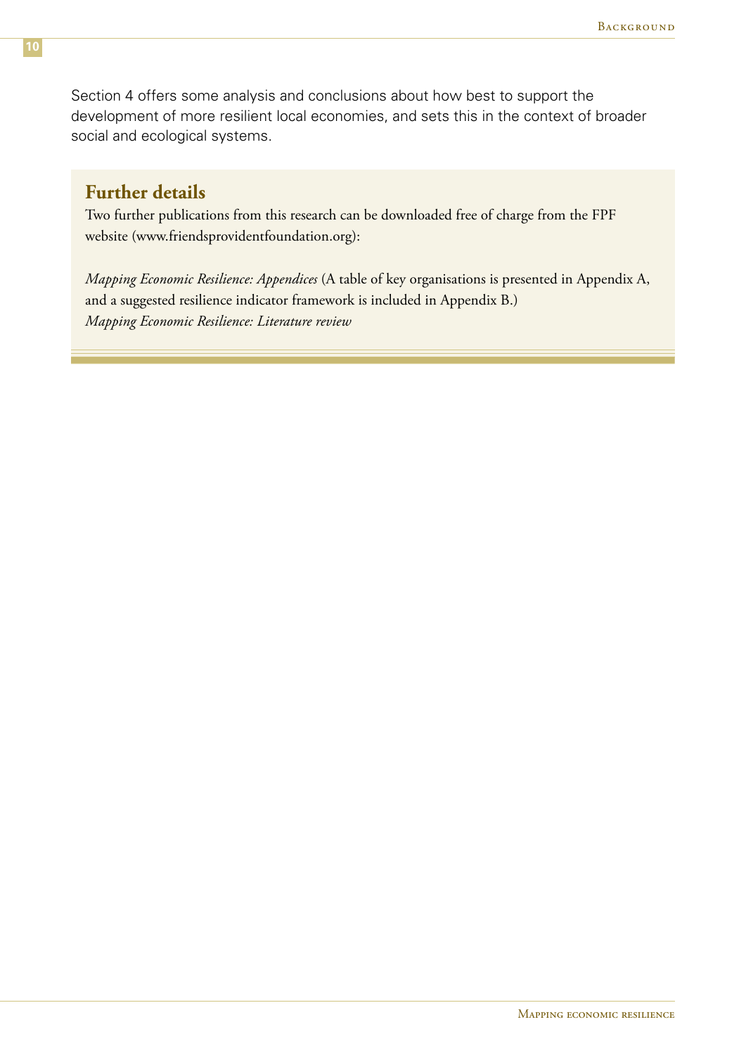Section 4 offers some analysis and conclusions about how best to support the development of more resilient local economies, and sets this in the context of broader social and ecological systems.

## Further details

Two further publications from this research can be downloaded free of charge from the FPF website (www.friendsprovidentfoundation.org):

*Mapping Economic Resilience: Appendices* (A table of key organisations is presented in Appendix A, and a suggested resilience indicator framework is included in Appendix B.)
*Mapping Economic Resilience: Literature review*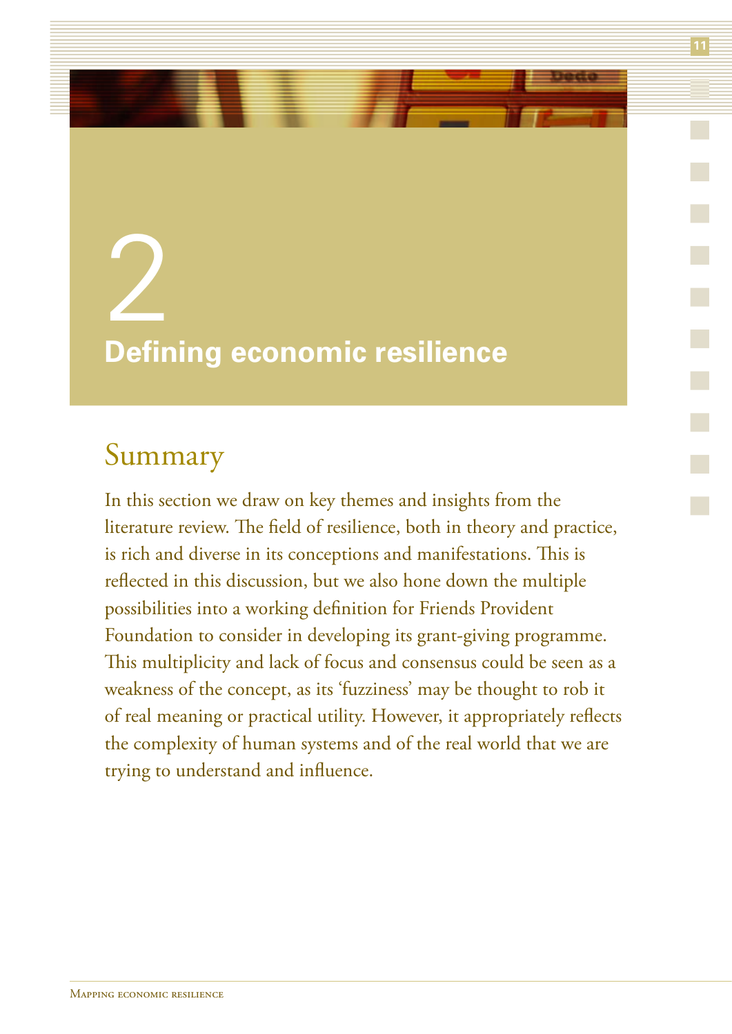# 2 Defining economic resilience

## Summary

In this section we draw on key themes and insights from the literature review. The field of resilience, both in theory and practice, is rich and diverse in its conceptions and manifestations. This is reflected in this discussion, but we also hone down the multiple possibilities into a working definition for Friends Provident Foundation to consider in developing its grant-giving programme. This multiplicity and lack of focus and consensus could be seen as a weakness of the concept, as its 'fuzziness' may be thought to rob it of real meaning or practical utility. However, it appropriately reflects the complexity of human systems and of the real world that we are trying to understand and influence.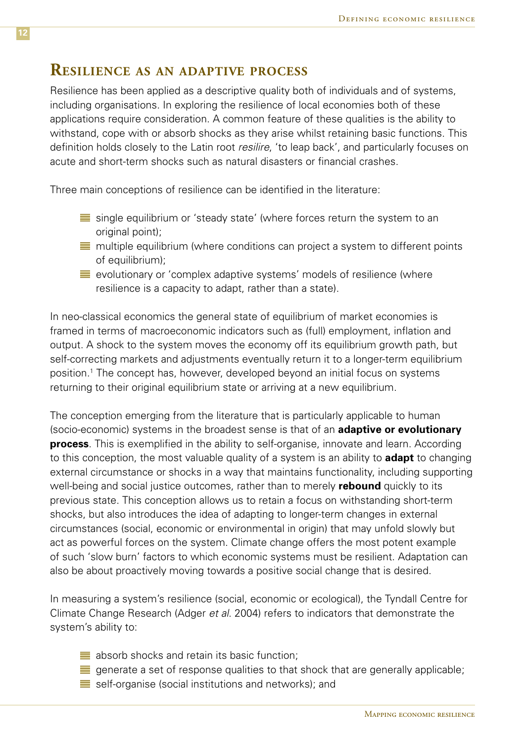## Resilience as an adaptive process

Resilience has been applied as a descriptive quality both of individuals and of systems, including organisations. In exploring the resilience of local economies both of these applications require consideration. A common feature of these qualities is the ability to withstand, cope with or absorb shocks as they arise whilst retaining basic functions. This definition holds closely to the Latin root *resilire*, 'to leap back', and particularly focuses on acute and short-term shocks such as natural disasters or financial crashes.

Three main conceptions of resilience can be identified in the literature:

- single equilibrium or 'steady state' (where forces return the system to an original point);
- multiple equilibrium (where conditions can project a system to different points of equilibrium);
- evolutionary or 'complex adaptive systems' models of resilience (where resilience is a capacity to adapt, rather than a state).

In neo-classical economics the general state of equilibrium of market economies is framed in terms of macroeconomic indicators such as (full) employment, inflation and output. A shock to the system moves the economy off its equilibrium growth path, but self-correcting markets and adjustments eventually return it to a longer-term equilibrium position.[1] The concept has, however, developed beyond an initial focus on systems returning to their original equilibrium state or arriving at a new equilibrium.

The conception emerging from the literature that is particularly applicable to human (socio-economic) systems in the broadest sense is that of an **adaptive or evolutionary process**. This is exemplified in the ability to self-organise, innovate and learn. According to this conception, the most valuable quality of a system is an ability to **adapt** to changing external circumstance or shocks in a way that maintains functionality, including supporting well-being and social justice outcomes, rather than to merely **rebound** quickly to its previous state. This conception allows us to retain a focus on withstanding short-term shocks, but also introduces the idea of adapting to longer-term changes in external circumstances (social, economic or environmental in origin) that may unfold slowly but act as powerful forces on the system. Climate change offers the most potent example of such 'slow burn' factors to which economic systems must be resilient. Adaptation can also be about proactively moving towards a positive social change that is desired.

In measuring a system's resilience (social, economic or ecological), the Tyndall Centre for Climate Change Research (Adger *et al*. 2004) refers to indicators that demonstrate the system's ability to:

- absorb shocks and retain its basic function;
- generate a set of response qualities to that shock that are generally applicable;
- self-organise (social institutions and networks); and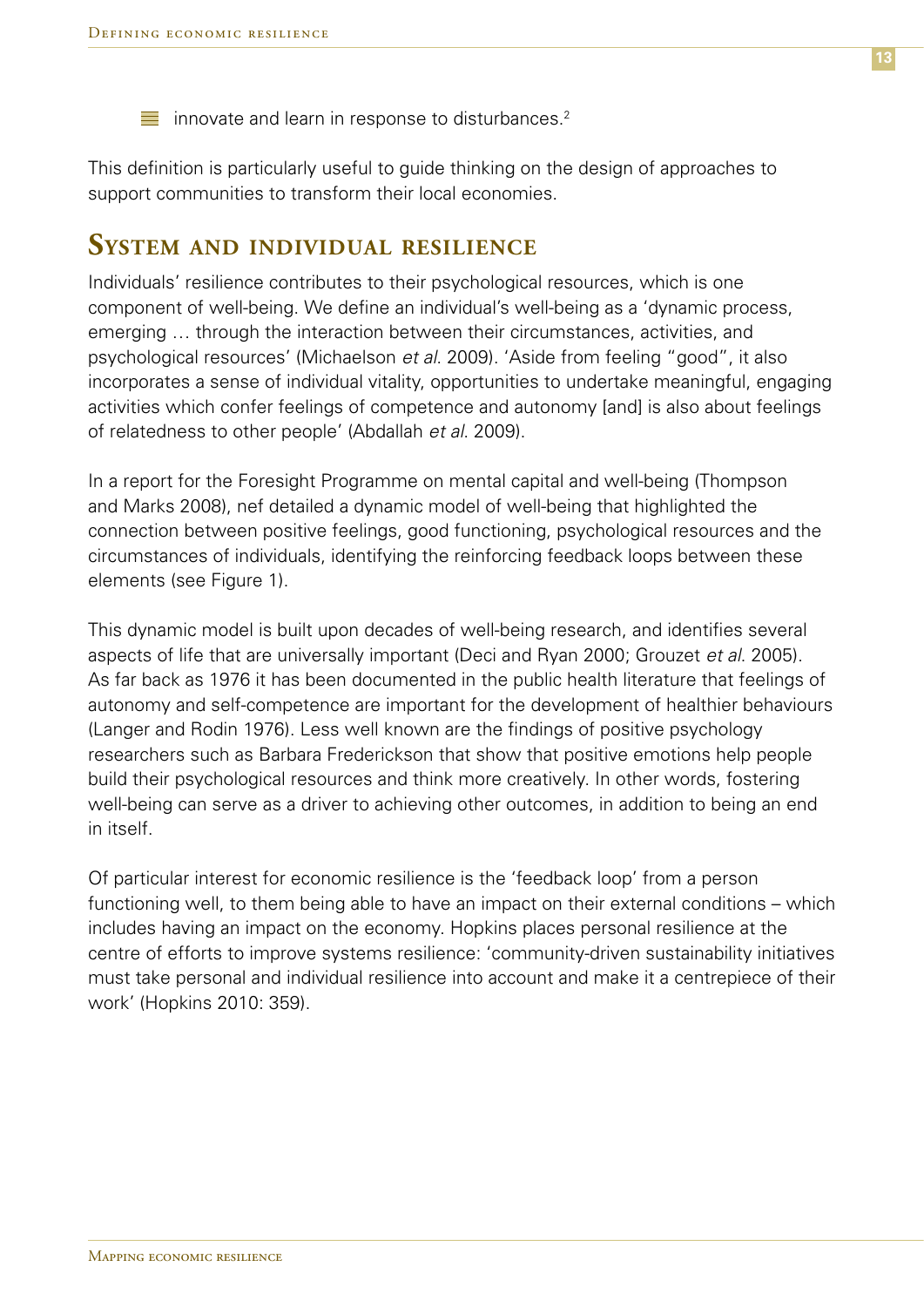- innovate and learn in response to disturbances.[2]

This definition is particularly useful to guide thinking on the design of approaches to support communities to transform their local economies.

## System and individual resilience

Individuals' resilience contributes to their psychological resources, which is one component of well-being. We define an individual's well-being as a 'dynamic process, emerging … through the interaction between their circumstances, activities, and psychological resources' (Michaelson *et al.* 2009). 'Aside from feeling "good", it also incorporates a sense of individual vitality, opportunities to undertake meaningful, engaging activities which confer feelings of competence and autonomy [and] is also about feelings of relatedness to other people' (Abdallah *et al.* 2009).

In a report for the Foresight Programme on mental capital and well-being (Thompson and Marks 2008), nef detailed a dynamic model of well-being that highlighted the connection between positive feelings, good functioning, psychological resources and the circumstances of individuals, identifying the reinforcing feedback loops between these elements (see Figure 1).

This dynamic model is built upon decades of well-being research, and identifies several aspects of life that are universally important (Deci and Ryan 2000; Grouzet *et al.* 2005). As far back as 1976 it has been documented in the public health literature that feelings of autonomy and self-competence are important for the development of healthier behaviours (Langer and Rodin 1976). Less well known are the findings of positive psychology researchers such as Barbara Frederickson that show that positive emotions help people build their psychological resources and think more creatively. In other words, fostering well-being can serve as a driver to achieving other outcomes, in addition to being an end in itself.

Of particular interest for economic resilience is the 'feedback loop' from a person functioning well, to them being able to have an impact on their external conditions – which includes having an impact on the economy. Hopkins places personal resilience at the centre of efforts to improve systems resilience: 'community-driven sustainability initiatives must take personal and individual resilience into account and make it a centrepiece of their work' (Hopkins 2010: 359).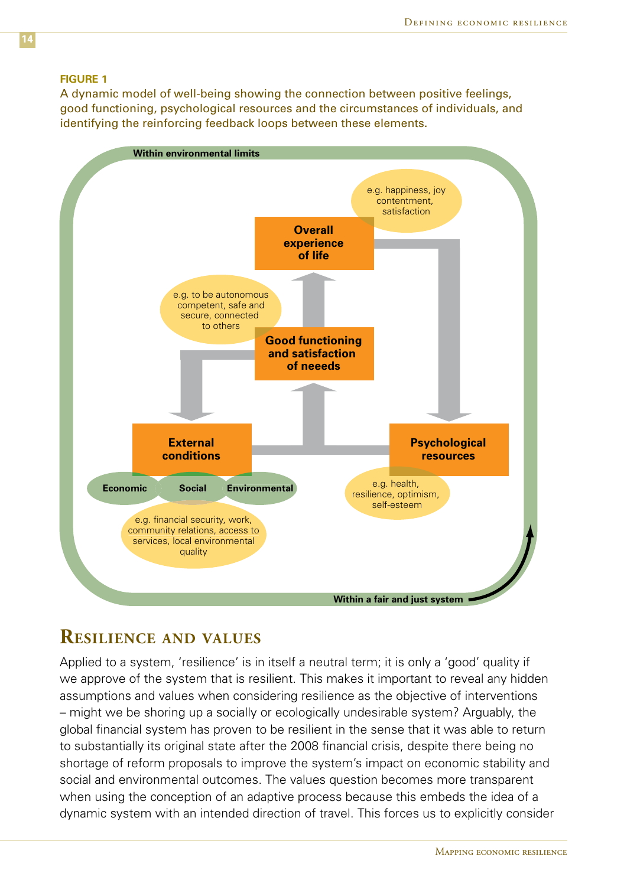**FIGURE 1**

A dynamic model of well-being showing the connection between positive feelings, good functioning, psychological resources and the circumstances of individuals, and identifying the reinforcing feedback loops between these elements.

Within environmental limits

e.g. happiness, joy contentment, satisfaction

**Overall experience of life**

e.g. to be autonomous competent, safe and secure, connected to others

**Good functioning and satisfaction of neeeds**

**External conditions**

**Psychological resources**

**Economic** **Social** **Environmental**

e.g. health, resilience, optimism, self-esteeem

e.g. financial security, work, community relations, access to services, local environmental quality

Within a fair and just system

## Resilience and values

Applied to a system, 'resilience' is in itself a neutral term; it is only a 'good' quality if we approve of the system that is resilient. This makes it important to reveal any hidden assumptions and values when considering resilience as the objective of interventions – might we be shoring up a socially or ecologically undesirable system? Arguably, the global financial system has proven to be resilient in the sense that it was able to return to substantially its original state after the 2008 financial crisis, despite there being no shortage of reform proposals to improve the system's impact on economic stability and social and environmental outcomes. The values question becomes more transparent when using the conception of an adaptive process because this embeds the idea of a dynamic system with an intended direction of travel. This forces us to explicitly consider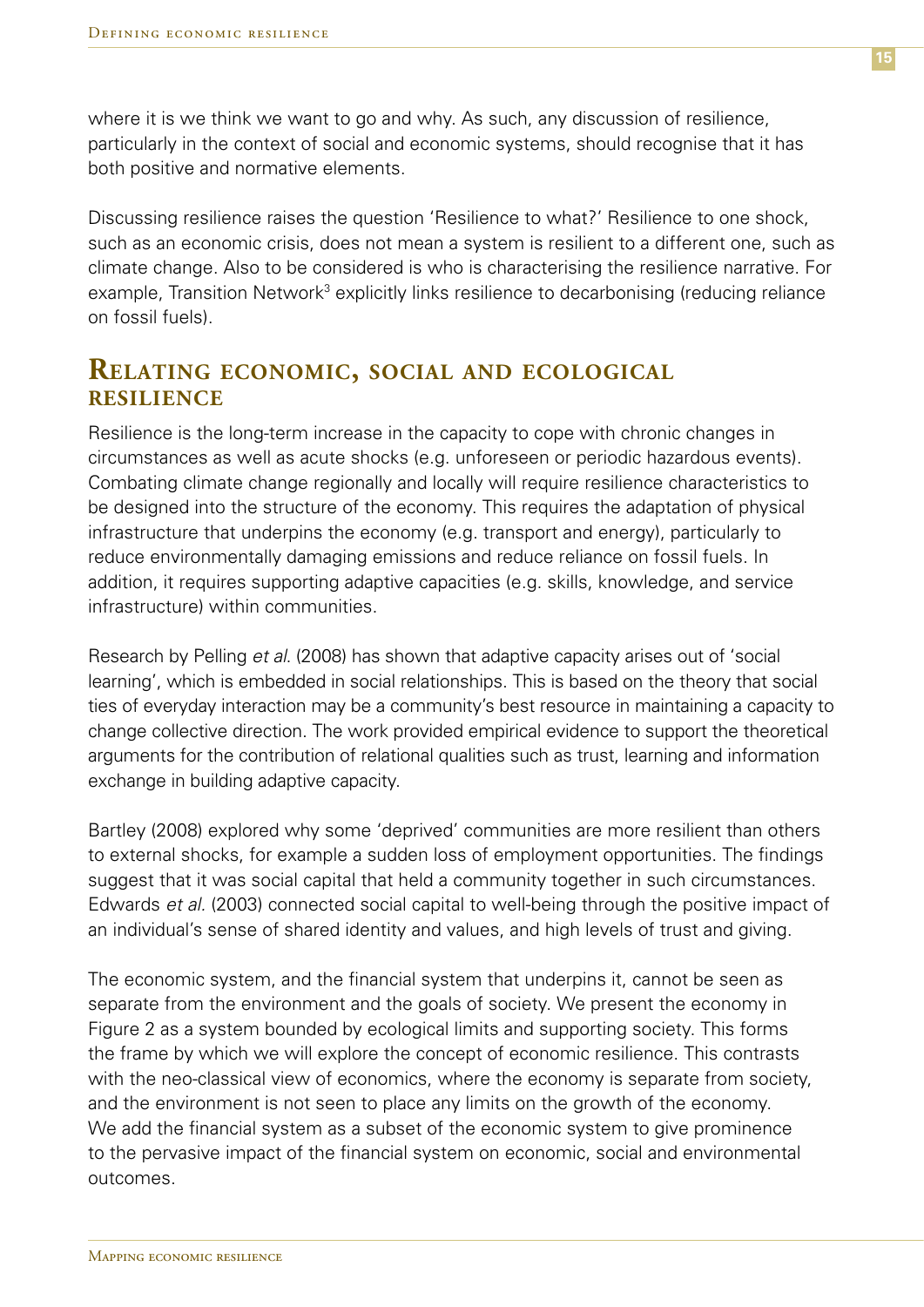where it is we think we want to go and why. As such, any discussion of resilience, particularly in the context of social and economic systems, should recognise that it has both positive and normative elements.

Discussing resilience raises the question 'Resilience to what?' Resilience to one shock, such as an economic crisis, does not mean a system is resilient to a different one, such as climate change. Also to be considered is who is characterising the resilience narrative. For example, Transition Network[3] explicitly links resilience to decarbonising (reducing reliance on fossil fuels).

## Relating economic, social and ecological resilience

Resilience is the long-term increase in the capacity to cope with chronic changes in circumstances as well as acute shocks (e.g. unforeseen or periodic hazardous events). Combating climate change regionally and locally will require resilience characteristics to be designed into the structure of the economy. This requires the adaptation of physical infrastructure that underpins the economy (e.g. transport and energy), particularly to reduce environmentally damaging emissions and reduce reliance on fossil fuels. In addition, it requires supporting adaptive capacities (e.g. skills, knowledge, and service infrastructure) within communities.

Research by Pelling *et al.* (2008) has shown that adaptive capacity arises out of 'social learning', which is embedded in social relationships. This is based on the theory that social ties of everyday interaction may be a community's best resource in maintaining a capacity to change collective direction. The work provided empirical evidence to support the theoretical arguments for the contribution of relational qualities such as trust, learning and information exchange in building adaptive capacity.

Bartley (2008) explored why some 'deprived' communities are more resilient than others to external shocks, for example a sudden loss of employment opportunities. The findings suggest that it was social capital that held a community together in such circumstances. Edwards *et al.* (2003) connected social capital to well-being through the positive impact of an individual's sense of shared identity and values, and high levels of trust and giving.

The economic system, and the financial system that underpins it, cannot be seen as separate from the environment and the goals of society. We present the economy in Figure 2 as a system bounded by ecological limits and supporting society. This forms the frame by which we will explore the concept of economic resilience. This contrasts with the neo-classical view of economics, where the economy is separate from society, and the environment is not seen to place any limits on the growth of the economy. We add the financial system as a subset of the economic system to give prominence to the pervasive impact of the financial system on economic, social and environmental outcomes.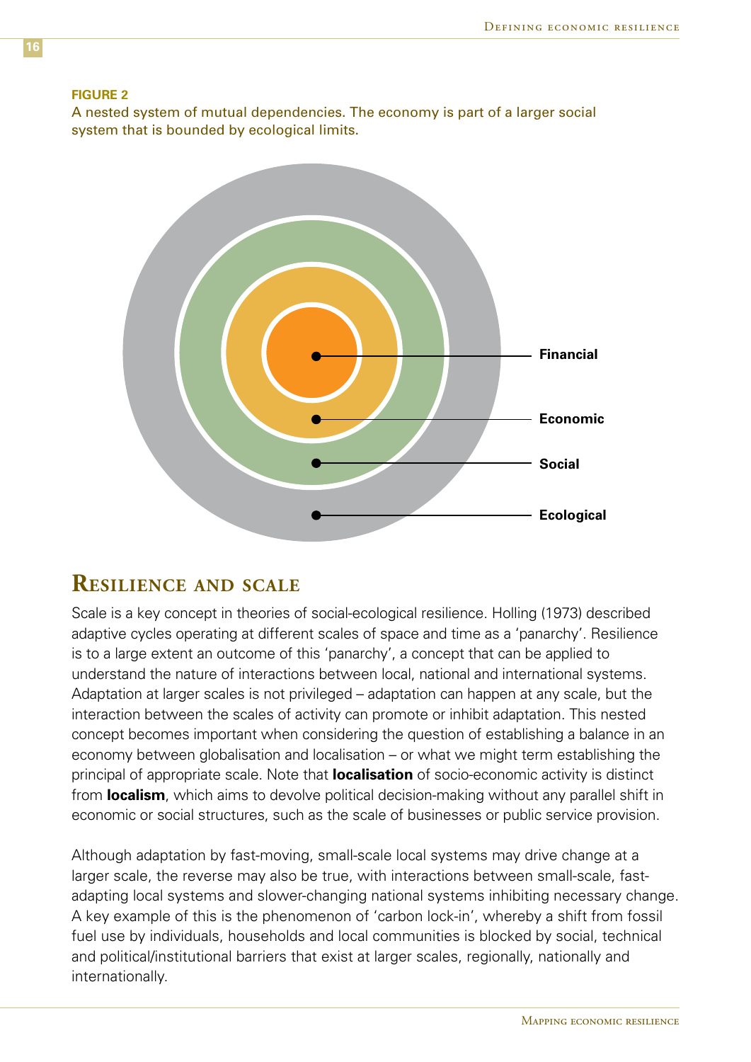**FIGURE 2**

A nested system of mutual dependencies. The economy is part of a larger social system that is bounded by ecological limits.

Financial

Economic

Social

Ecological

## Resilience and scale

Scale is a key concept in theories of social-ecological resilience. Holling (1973) described adaptive cycles operating at different scales of space and time as a 'panarchy'. Resilience is to a large extent an outcome of this 'panarchy', a concept that can be applied to understand the nature of interactions between local, national and international systems. Adaptation at larger scales is not privileged – adaptation can happen at any scale, but the interaction between the scales of activity can promote or inhibit adaptation. This nested concept becomes important when considering the question of establishing a balance in an economy between globalisation and localisation – or what we might term establishing the principal of appropriate scale. Note that **localisation** of socio-economic activity is distinct from **localism**, which aims to devolve political decision-making without any parallel shift in economic or social structures, such as the scale of businesses or public service provision.

Although adaptation by fast-moving, small-scale local systems may drive change at a larger scale, the reverse may also be true, with interactions between small-scale, fast-adapting local systems and slower-changing national systems inhibiting necessary change. A key example of this is the phenomenon of 'carbon lock-in', whereby a shift from fossil fuel use by individuals, households and local communities is blocked by social, technical and political/institutional barriers that exist at larger scales, regionally, nationally and internationally.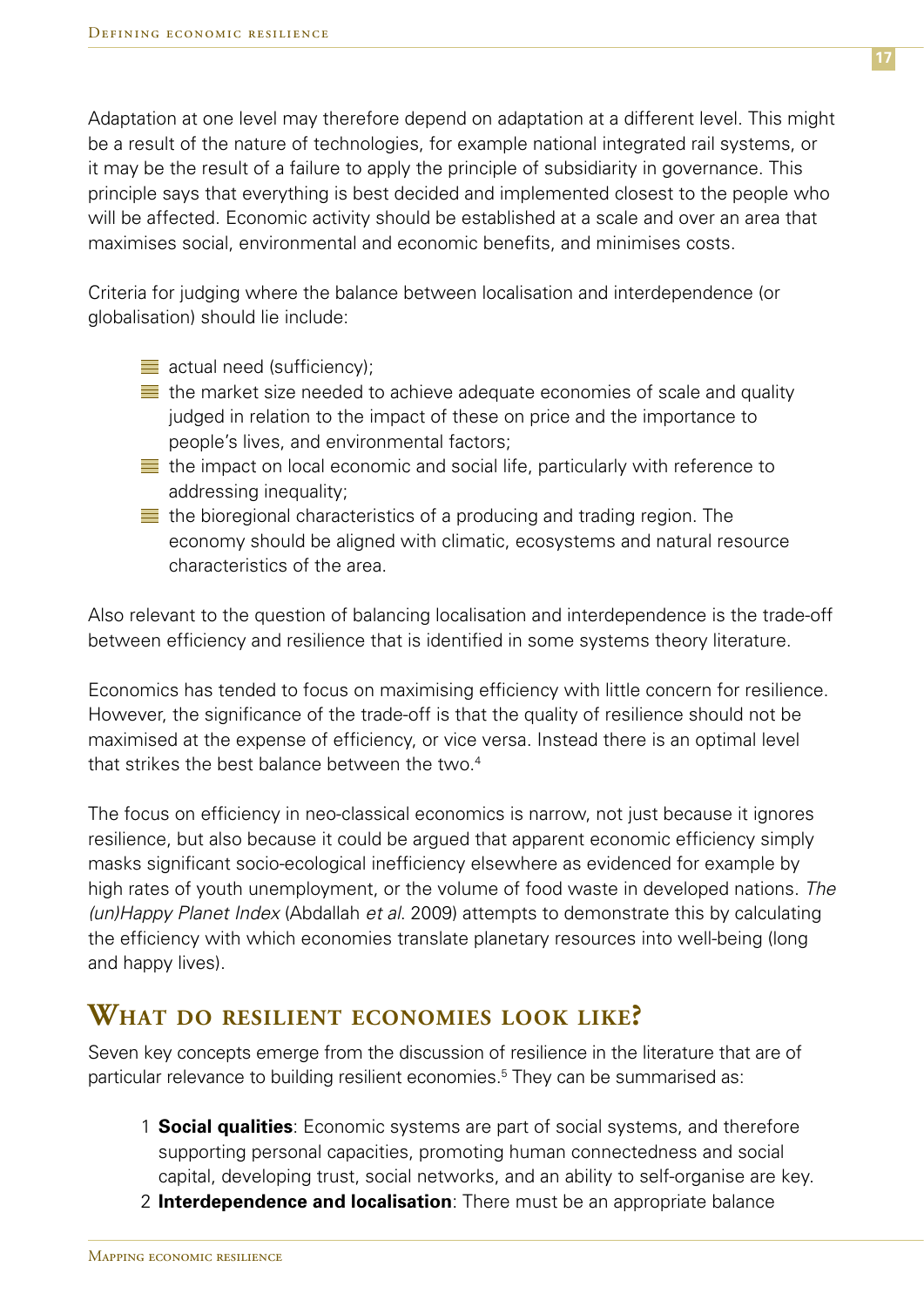Adaptation at one level may therefore depend on adaptation at a different level. This might be a result of the nature of technologies, for example national integrated rail systems, or it may be the result of a failure to apply the principle of subsidiarity in governance. This principle says that everything is best decided and implemented closest to the people who will be affected. Economic activity should be established at a scale and over an area that maximises social, environmental and economic benefits, and minimises costs.

Criteria for judging where the balance between localisation and interdependence (or globalisation) should lie include:

- actual need (sufficiency);
- the market size needed to achieve adequate economies of scale and quality judged in relation to the impact of these on price and the importance to people's lives, and environmental factors;
- the impact on local economic and social life, particularly with reference to addressing inequality;
- the bioregional characteristics of a producing and trading region. The economy should be aligned with climatic, ecosystems and natural resource characteristics of the area.

Also relevant to the question of balancing localisation and interdependence is the trade-off between efficiency and resilience that is identified in some systems theory literature.

Economics has tended to focus on maximising efficiency with little concern for resilience. However, the significance of the trade-off is that the quality of resilience should not be maximised at the expense of efficiency, or vice versa. Instead there is an optimal level that strikes the best balance between the two.[4]

The focus on efficiency in neo-classical economics is narrow, not just because it ignores resilience, but also because it could be argued that apparent economic efficiency simply masks significant socio-ecological inefficiency elsewhere as evidenced for example by high rates of youth unemployment, or the volume of food waste in developed nations. *The (un)Happy Planet Index* (Abdallah *et al*. 2009) attempts to demonstrate this by calculating the efficiency with which economies translate planetary resources into well-being (long and happy lives).

## What do resilient economies look like?

Seven key concepts emerge from the discussion of resilience in the literature that are of particular relevance to building resilient economies.[5] They can be summarised as:

1. **Social qualities**: Economic systems are part of social systems, and therefore supporting personal capacities, promoting human connectedness and social capital, developing trust, social networks, and an ability to self-organise are key.
2. **Interdependence and localisation**: There must be an appropriate balance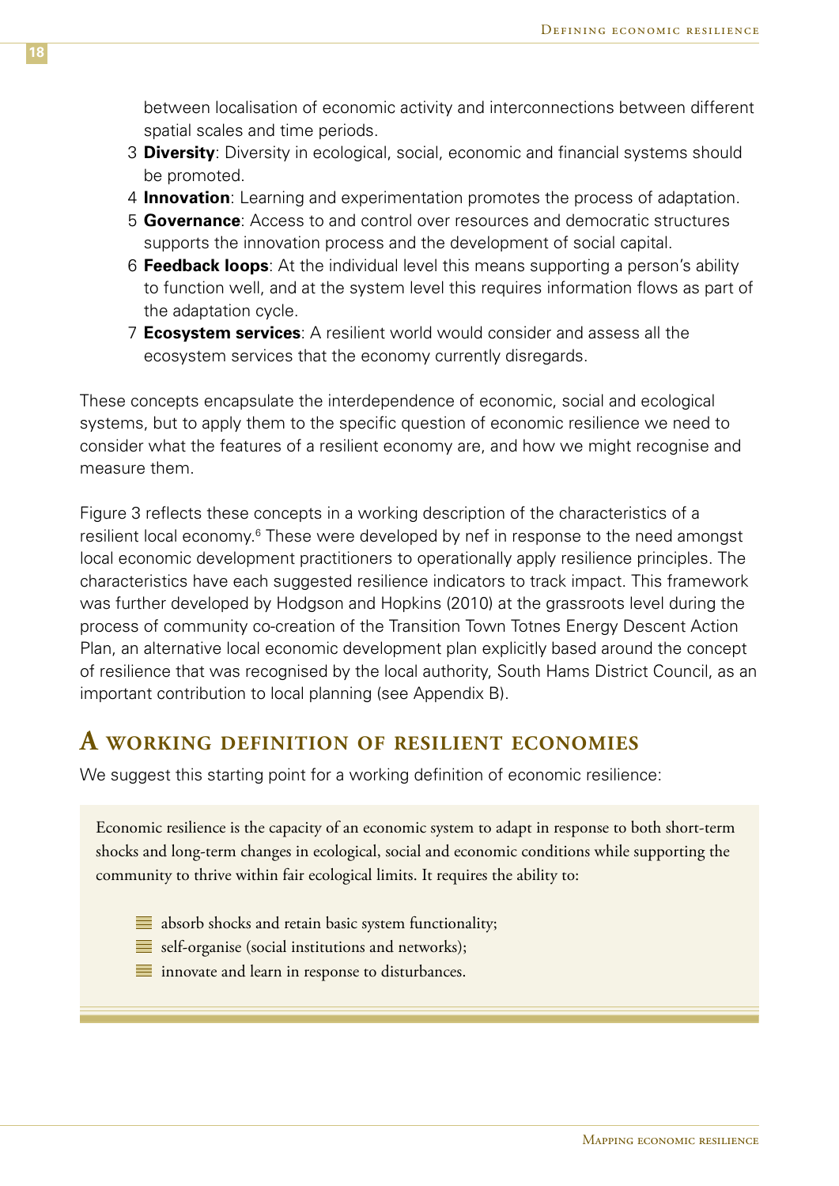between localisation of economic activity and interconnections between different spatial scales and time periods.

3 **Diversity**: Diversity in ecological, social, economic and financial systems should be promoted.
4 **Innovation**: Learning and experimentation promotes the process of adaptation.
5 **Governance**: Access to and control over resources and democratic structures supports the innovation process and the development of social capital.
6 **Feedback loops**: At the individual level this means supporting a person's ability to function well, and at the system level this requires information flows as part of the adaptation cycle.
7 **Ecosystem services**: A resilient world would consider and assess all the ecosystem services that the economy currently disregards.

These concepts encapsulate the interdependence of economic, social and ecological systems, but to apply them to the specific question of economic resilience we need to consider what the features of a resilient economy are, and how we might recognise and measure them.

Figure 3 reflects these concepts in a working description of the characteristics of a resilient local economy.[6] These were developed by nef in response to the need amongst local economic development practitioners to operationally apply resilience principles. The characteristics have each suggested resilience indicators to track impact. This framework was further developed by Hodgson and Hopkins (2010) at the grassroots level during the process of community co-creation of the Transition Town Totnes Energy Descent Action Plan, an alternative local economic development plan explicitly based around the concept of resilience that was recognised by the local authority, South Hams District Council, as an important contribution to local planning (see Appendix B).

## A working definition of resilient economies

We suggest this starting point for a working definition of economic resilience:

Economic resilience is the capacity of an economic system to adapt in response to both short-term shocks and long-term changes in ecological, social and economic conditions while supporting the community to thrive within fair ecological limits. It requires the ability to:

- absorb shocks and retain basic system functionality;
- self-organise (social institutions and networks);
- innovate and learn in response to disturbances.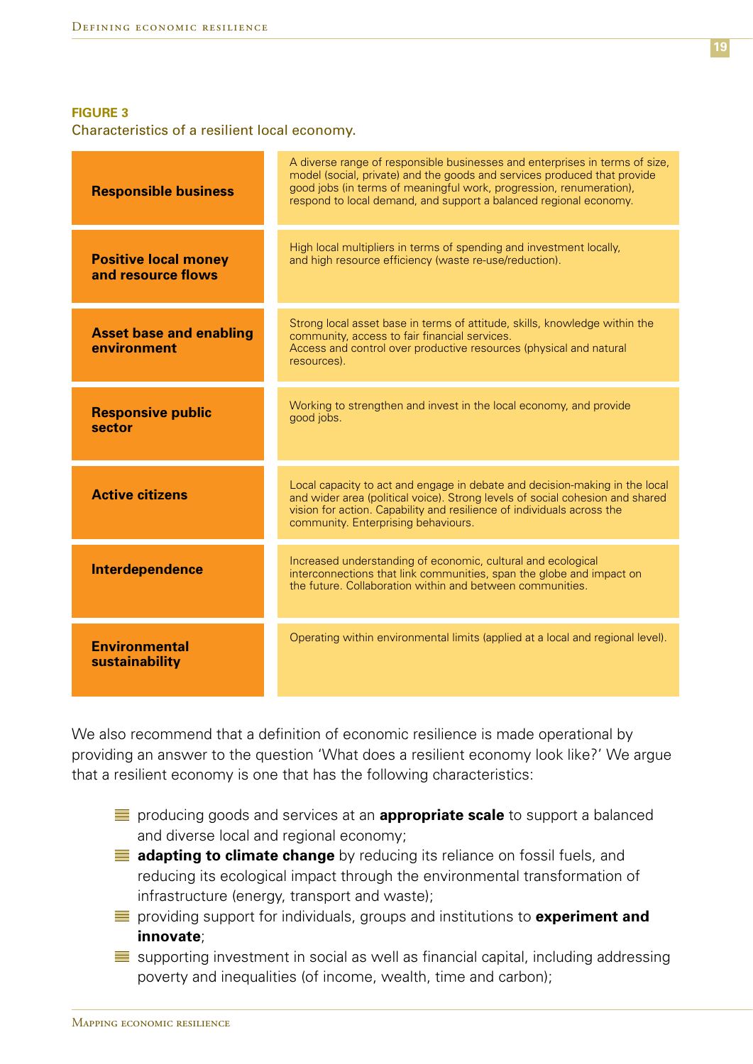**FIGURE 3**
Characteristics of a resilient local economy.

| | |
|---|---|
| **Responsible business** | A diverse range of responsible businesses and enterprises in terms of size, model (social, private) and the goods and services produced that provide good jobs (in terms of meaningful work, progression, renumeration), respond to local demand, and support a balanced regional economy. |
| **Positive local money and resource flows** | High local multipliers in terms of spending and investment locally, and high resource efficiency (waste re-use/reduction). |
| **Asset base and enabling environment** | Strong local asset base in terms of attitude, skills, knowledge within the community, access to fair financial services. Access and control over productive resources (physical and natural resources). |
| **Responsive public sector** | Working to strengthen and invest in the local economy, and provide good jobs. |
| **Active citizens** | Local capacity to act and engage in debate and decision-making in the local and wider area (political voice). Strong levels of social cohesion and shared vision for action. Capability and resilience of individuals across the community. Enterprising behaviours. |
| **Interdependence** | Increased understanding of economic, cultural and ecological interconnections that link communities, span the globe and impact on the future. Collaboration within and between communities. |
| **Environmental sustainability** | Operating within environmental limits (applied at a local and regional level). |

We also recommend that a definition of economic resilience is made operational by providing an answer to the question 'What does a resilient economy look like?' We argue that a resilient economy is one that has the following characteristics:

- producing goods and services at an **appropriate scale** to support a balanced and diverse local and regional economy;
- **adapting to climate change** by reducing its reliance on fossil fuels, and reducing its ecological impact through the environmental transformation of infrastructure (energy, transport and waste);
- providing support for individuals, groups and institutions to **experiment and innovate**;
- supporting investment in social as well as financial capital, including addressing poverty and inequalities (of income, wealth, time and carbon);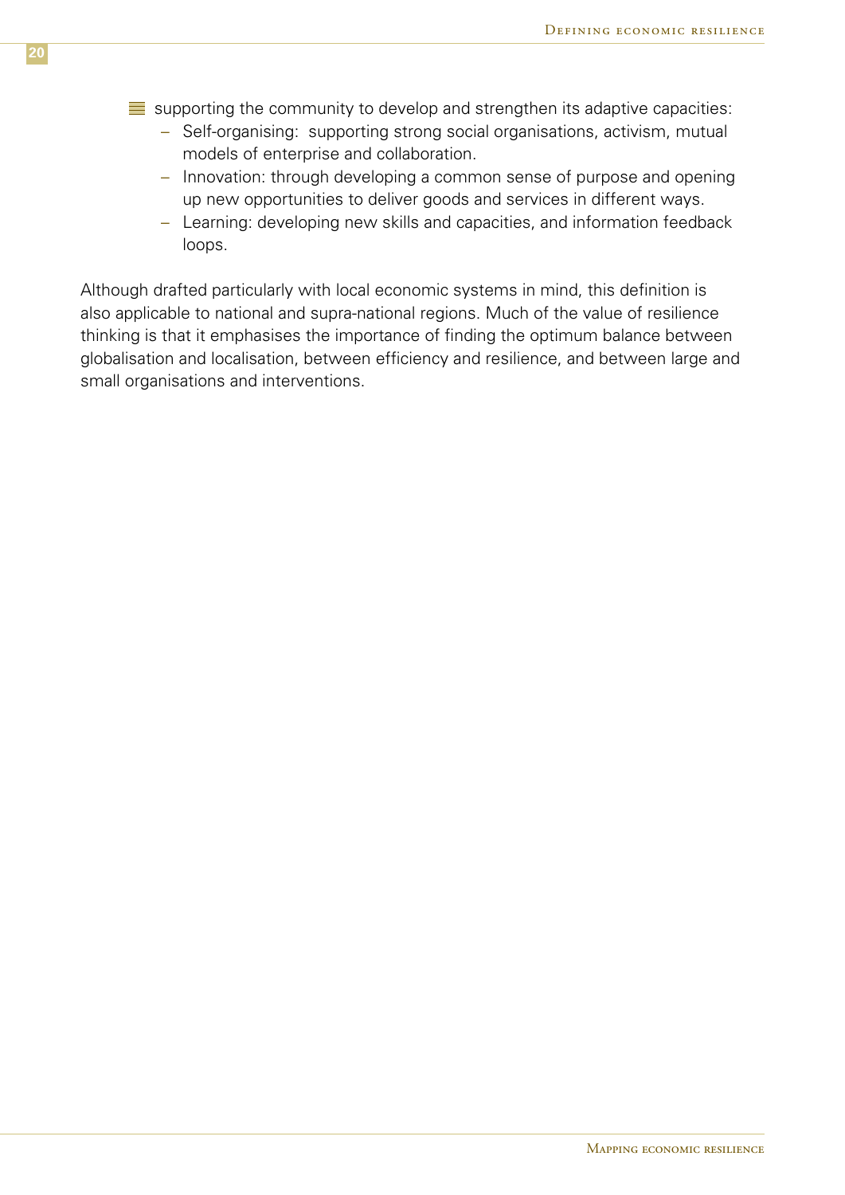- supporting the community to develop and strengthen its adaptive capacities:
  - Self-organising: supporting strong social organisations, activism, mutual models of enterprise and collaboration.
  - Innovation: through developing a common sense of purpose and opening up new opportunities to deliver goods and services in different ways.
  - Learning: developing new skills and capacities, and information feedback loops.

Although drafted particularly with local economic systems in mind, this definition is also applicable to national and supra-national regions. Much of the value of resilience thinking is that it emphasises the importance of finding the optimum balance between globalisation and localisation, between efficiency and resilience, and between large and small organisations and interventions.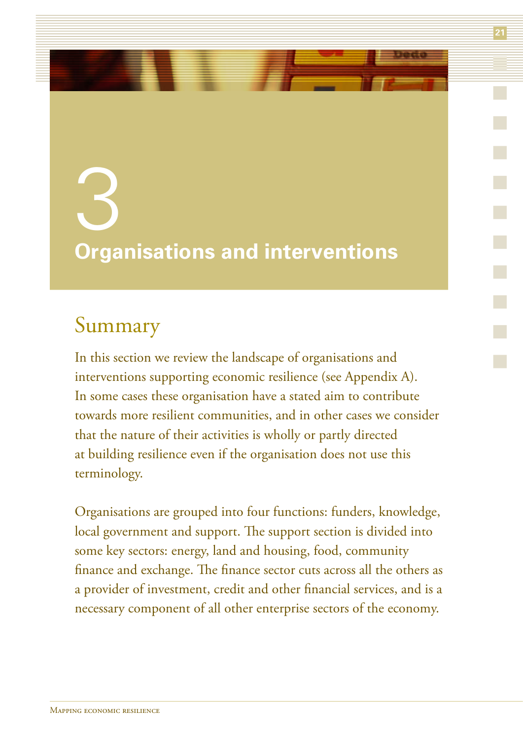# 3

# Organisations and interventions

## Summary

In this section we review the landscape of organisations and interventions supporting economic resilience (see Appendix A). In some cases these organisation have a stated aim to contribute towards more resilient communities, and in other cases we consider that the nature of their activities is wholly or partly directed at building resilience even if the organisation does not use this terminology.

Organisations are grouped into four functions: funders, knowledge, local government and support. The support section is divided into some key sectors: energy, land and housing, food, community finance and exchange. The finance sector cuts across all the others as a provider of investment, credit and other financial services, and is a necessary component of all other enterprise sectors of the economy.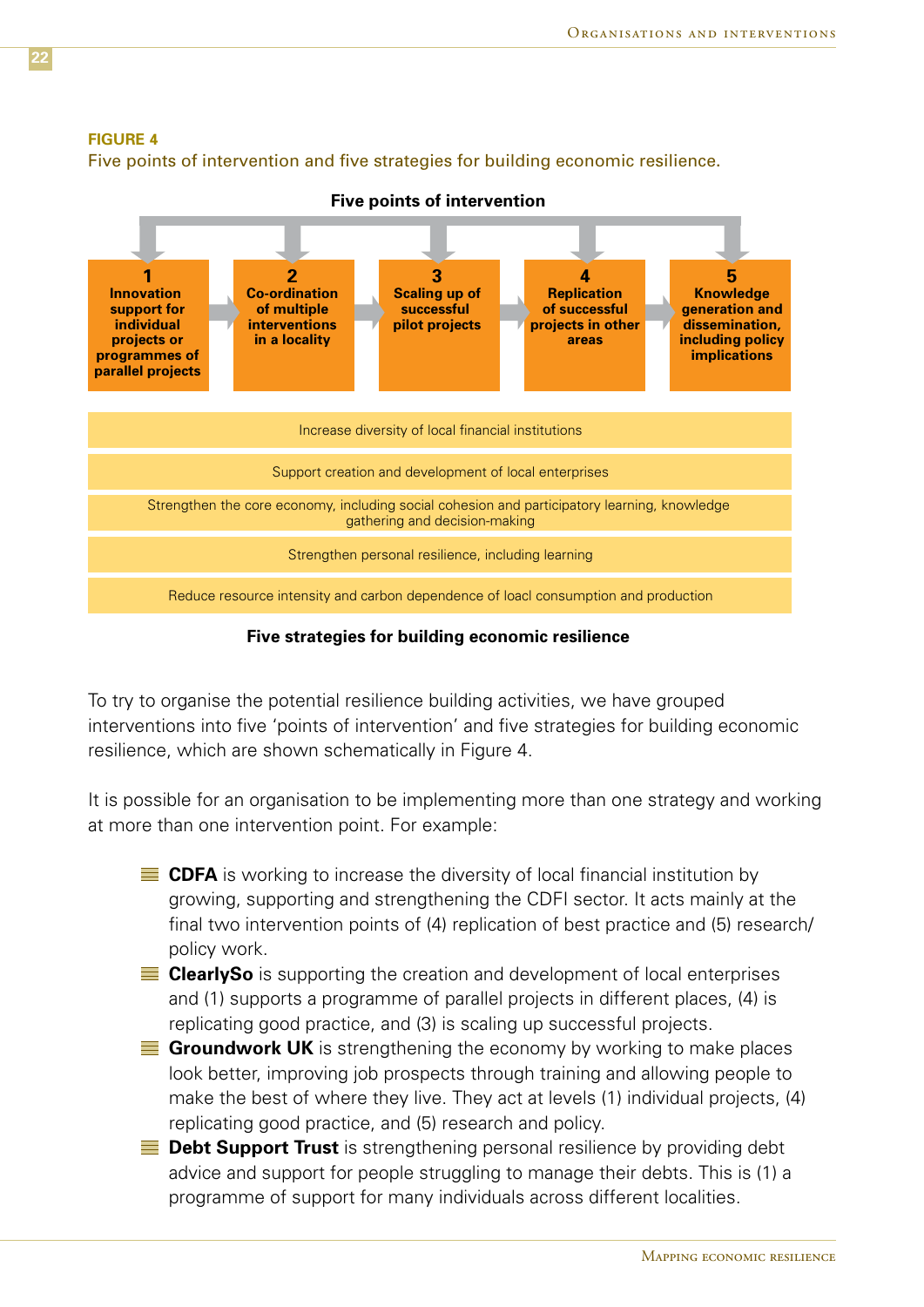**FIGURE 4**

Five points of intervention and five strategies for building economic resilience.

**Five points of intervention**

| 1 | 2 | 3 | 4 | 5 |
|---|---|---|---|---|
| **Innovation support for individual projects or programmes of parallel projects** | **Co-ordination of multiple interventions in a locality** | **Scaling up of successful pilot projects** | **Replication of successful projects in other areas** | **Knowledge generation and dissemination, including policy implications** |

- Increase diversity of local financial institutions
- Support creation and development of local enterprises
- Strengthen the core economy, including social cohesion and participatory learning, knowledge gathering and decision-making
- Strengthen personal resilience, including learning
- Reduce resource intensity and carbon dependence of loacl consumption and production

**Five strategies for building economic resilience**

To try to organise the potential resilience building activities, we have grouped interventions into five 'points of intervention' and five strategies for building economic resilience, which are shown schematically in Figure 4.

It is possible for an organisation to be implementing more than one strategy and working at more than one intervention point. For example:

- **CDFA** is working to increase the diversity of local financial institution by growing, supporting and strengthening the CDFI sector. It acts mainly at the final two intervention points of (4) replication of best practice and (5) research/policy work.
- **ClearlySo** is supporting the creation and development of local enterprises and (1) supports a programme of parallel projects in different places, (4) is replicating good practice, and (3) is scaling up successful projects.
- **Groundwork UK** is strengthening the economy by working to make places look better, improving job prospects through training and allowing people to make the best of where they live. They act at levels (1) individual projects, (4) replicating good practice, and (5) research and policy.
- **Debt Support Trust** is strengthening personal resilience by providing debt advice and support for people struggling to manage their debts. This is (1) a programme of support for many individuals across different localities.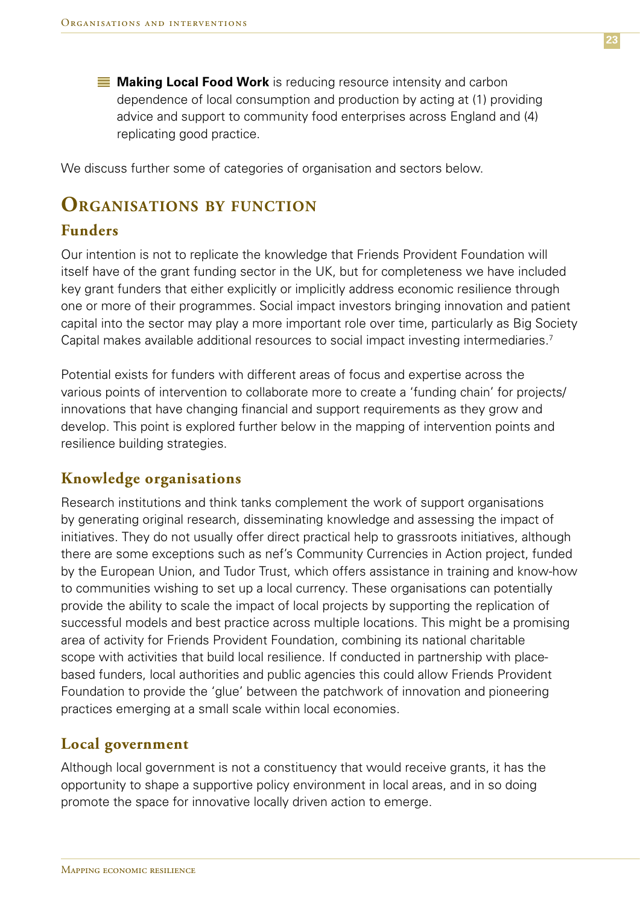- **Making Local Food Work** is reducing resource intensity and carbon dependence of local consumption and production by acting at (1) providing advice and support to community food enterprises across England and (4) replicating good practice.

We discuss further some of categories of organisation and sectors below.

## Organisations by function

### Funders

Our intention is not to replicate the knowledge that Friends Provident Foundation will itself have of the grant funding sector in the UK, but for completeness we have included key grant funders that either explicitly or implicitly address economic resilience through one or more of their programmes. Social impact investors bringing innovation and patient capital into the sector may play a more important role over time, particularly as Big Society Capital makes available additional resources to social impact investing intermediaries.[7]

Potential exists for funders with different areas of focus and expertise across the various points of intervention to collaborate more to create a 'funding chain' for projects/innovations that have changing financial and support requirements as they grow and develop. This point is explored further below in the mapping of intervention points and resilience building strategies.

### Knowledge organisations

Research institutions and think tanks complement the work of support organisations by generating original research, disseminating knowledge and assessing the impact of initiatives. They do not usually offer direct practical help to grassroots initiatives, although there are some exceptions such as nef's Community Currencies in Action project, funded by the European Union, and Tudor Trust, which offers assistance in training and know-how to communities wishing to set up a local currency. These organisations can potentially provide the ability to scale the impact of local projects by supporting the replication of successful models and best practice across multiple locations. This might be a promising area of activity for Friends Provident Foundation, combining its national charitable scope with activities that build local resilience. If conducted in partnership with place-based funders, local authorities and public agencies this could allow Friends Provident Foundation to provide the 'glue' between the patchwork of innovation and pioneering practices emerging at a small scale within local economies.

### Local government

Although local government is not a constituency that would receive grants, it has the opportunity to shape a supportive policy environment in local areas, and in so doing promote the space for innovative locally driven action to emerge.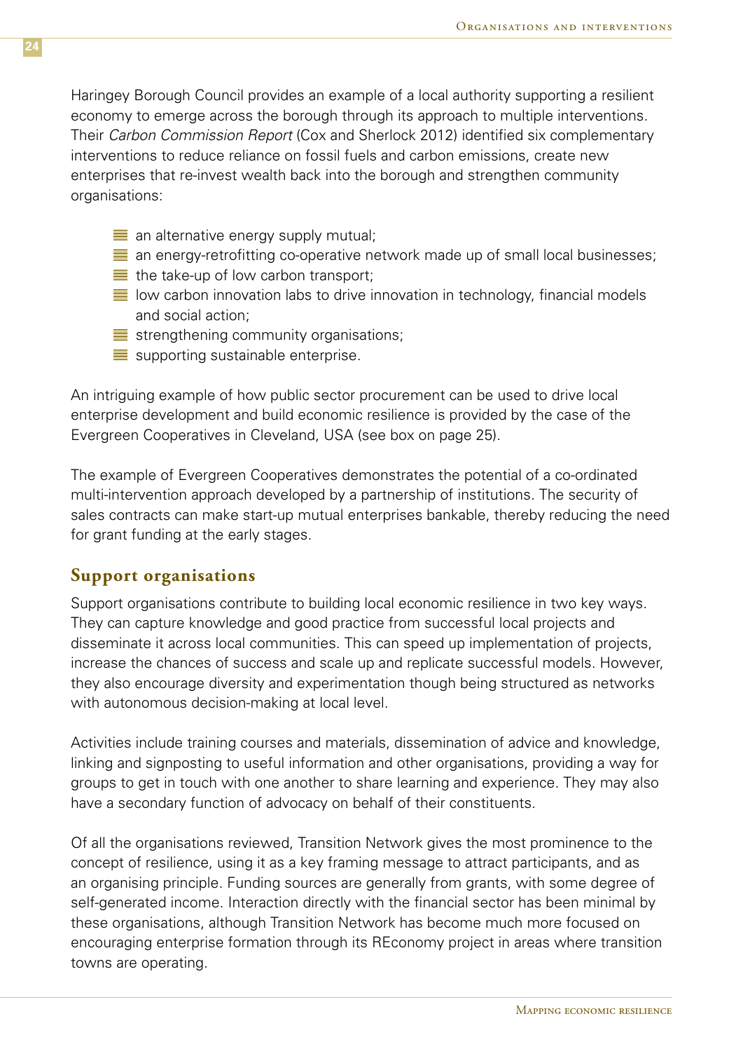Haringey Borough Council provides an example of a local authority supporting a resilient economy to emerge across the borough through its approach to multiple interventions. Their *Carbon Commission Report* (Cox and Sherlock 2012) identified six complementary interventions to reduce reliance on fossil fuels and carbon emissions, create new enterprises that re-invest wealth back into the borough and strengthen community organisations:

- an alternative energy supply mutual;
- an energy-retrofitting co-operative network made up of small local businesses;
- the take-up of low carbon transport;
- low carbon innovation labs to drive innovation in technology, financial models and social action;
- strengthening community organisations;
- supporting sustainable enterprise.

An intriguing example of how public sector procurement can be used to drive local enterprise development and build economic resilience is provided by the case of the Evergreen Cooperatives in Cleveland, USA (see box on page 25).

The example of Evergreen Cooperatives demonstrates the potential of a co-ordinated multi-intervention approach developed by a partnership of institutions. The security of sales contracts can make start-up mutual enterprises bankable, thereby reducing the need for grant funding at the early stages.

## Support organisations

Support organisations contribute to building local economic resilience in two key ways. They can capture knowledge and good practice from successful local projects and disseminate it across local communities. This can speed up implementation of projects, increase the chances of success and scale up and replicate successful models. However, they also encourage diversity and experimentation though being structured as networks with autonomous decision-making at local level.

Activities include training courses and materials, dissemination of advice and knowledge, linking and signposting to useful information and other organisations, providing a way for groups to get in touch with one another to share learning and experience. They may also have a secondary function of advocacy on behalf of their constituents.

Of all the organisations reviewed, Transition Network gives the most prominence to the concept of resilience, using it as a key framing message to attract participants, and as an organising principle. Funding sources are generally from grants, with some degree of self-generated income. Interaction directly with the financial sector has been minimal by these organisations, although Transition Network has become much more focused on encouraging enterprise formation through its REconomy project in areas where transition towns are operating.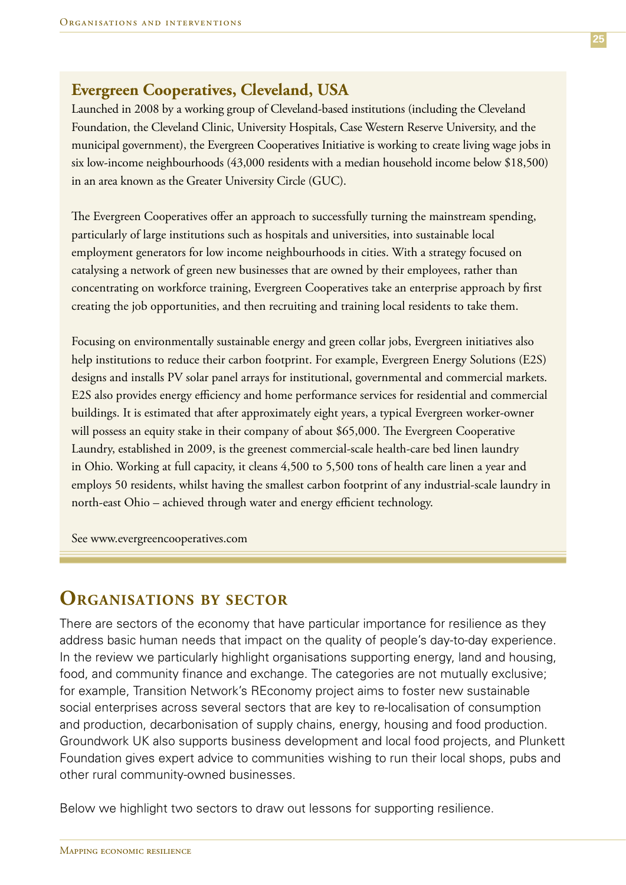### Evergreen Cooperatives, Cleveland, USA

Launched in 2008 by a working group of Cleveland-based institutions (including the Cleveland Foundation, the Cleveland Clinic, University Hospitals, Case Western Reserve University, and the municipal government), the Evergreen Cooperatives Initiative is working to create living wage jobs in six low-income neighbourhoods (43,000 residents with a median household income below $18,500) in an area known as the Greater University Circle (GUC).

The Evergreen Cooperatives offer an approach to successfully turning the mainstream spending, particularly of large institutions such as hospitals and universities, into sustainable local employment generators for low income neighbourhoods in cities. With a strategy focused on catalysing a network of green new businesses that are owned by their employees, rather than concentrating on workforce training, Evergreen Cooperatives take an enterprise approach by first creating the job opportunities, and then recruiting and training local residents to take them.

Focusing on environmentally sustainable energy and green collar jobs, Evergreen initiatives also help institutions to reduce their carbon footprint. For example, Evergreen Energy Solutions (E2S) designs and installs PV solar panel arrays for institutional, governmental and commercial markets. E2S also provides energy efficiency and home performance services for residential and commercial buildings. It is estimated that after approximately eight years, a typical Evergreen worker-owner will possess an equity stake in their company of about $65,000. The Evergreen Cooperative Laundry, established in 2009, is the greenest commercial-scale health-care bed linen laundry in Ohio. Working at full capacity, it cleans 4,500 to 5,500 tons of health care linen a year and employs 50 residents, whilst having the smallest carbon footprint of any industrial-scale laundry in north-east Ohio – achieved through water and energy efficient technology.

See www.evergreencooperatives.com

## Organisations by sector

There are sectors of the economy that have particular importance for resilience as they address basic human needs that impact on the quality of people's day-to-day experience. In the review we particularly highlight organisations supporting energy, land and housing, food, and community finance and exchange. The categories are not mutually exclusive; for example, Transition Network's REconomy project aims to foster new sustainable social enterprises across several sectors that are key to re-localisation of consumption and production, decarbonisation of supply chains, energy, housing and food production. Groundwork UK also supports business development and local food projects, and Plunkett Foundation gives expert advice to communities wishing to run their local shops, pubs and other rural community-owned businesses.

Below we highlight two sectors to draw out lessons for supporting resilience.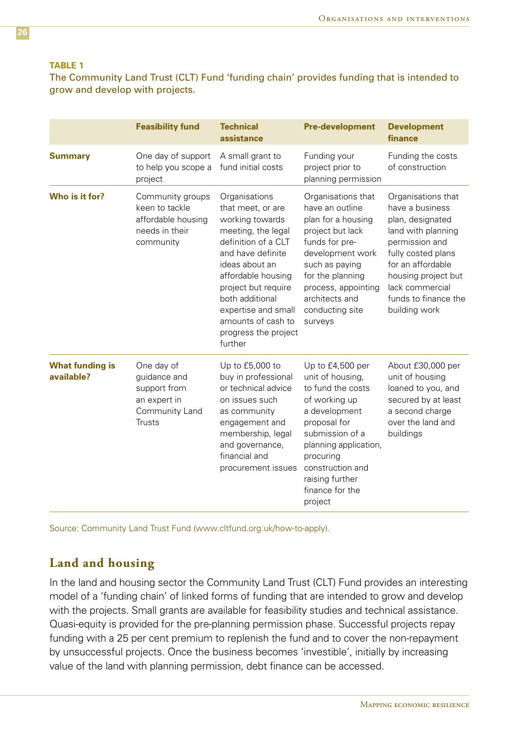**TABLE 1**

The Community Land Trust (CLT) Fund 'funding chain' provides funding that is intended to grow and develop with projects.

| | Feasibility fund | Technical assistance | Pre-development | Development finance |
|---|---|---|---|---|
| **Summary** | One day of support to help you scope a project | A small grant to fund initial costs | Funding your project prior to planning permission | Funding the costs of construction |
| **Who is it for?** | Community groups keen to tackle affordable housing needs in their community | Organisations that meet, or are working towards meeting, the legal definition of a CLT and have definite ideas about an affordable housing project but require both additional expertise and small amounts of cash to progress the project further | Organisations that have an outline plan for a housing project but lack funds for pre-development work such as paying for the planning process, appointing architects and conducting site surveys | Organisations that have a business plan, designated land with planning permission and fully costed plans for an affordable housing project but lack commercial funds to finance the building work |
| **What funding is available?** | One day of guidance and support from an expert in Community Land Trusts | Up to £5,000 to buy in professional or technical advice on issues such as community engagement and membership, legal and governance, financial and procurement issues | Up to £4,500 per unit of housing, to fund the costs of working up a development proposal for submission of a planning application, procuring construction and raising further finance for the project | About £30,000 per unit of housing loaned to you, and secured by at least a second charge over the land and buildings |

Source: Community Land Trust Fund (www.cltfund.org.uk/how-to-apply).

## Land and housing

In the land and housing sector the Community Land Trust (CLT) Fund provides an interesting model of a 'funding chain' of linked forms of funding that are intended to grow and develop with the projects. Small grants are available for feasibility studies and technical assistance. Quasi-equity is provided for the pre-planning permission phase. Successful projects repay funding with a 25 per cent premium to replenish the fund and to cover the non-repayment by unsuccessful projects. Once the business becomes 'investible', initially by increasing value of the land with planning permission, debt finance can be accessed.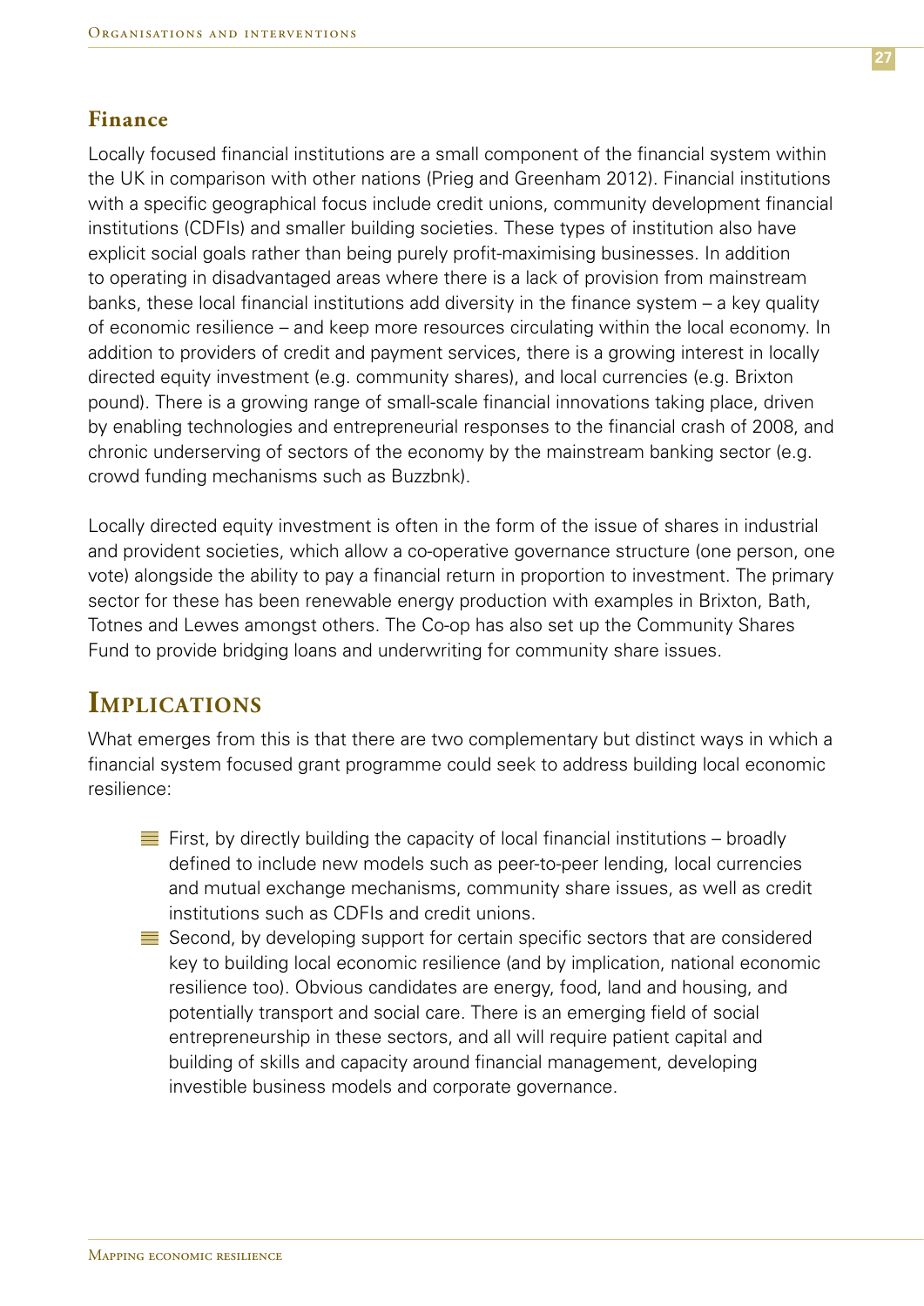### Finance

Locally focused financial institutions are a small component of the financial system within the UK in comparison with other nations (Prieg and Greenham 2012). Financial institutions with a specific geographical focus include credit unions, community development financial institutions (CDFIs) and smaller building societies. These types of institution also have explicit social goals rather than being purely profit-maximising businesses. In addition to operating in disadvantaged areas where there is a lack of provision from mainstream banks, these local financial institutions add diversity in the finance system – a key quality of economic resilience – and keep more resources circulating within the local economy. In addition to providers of credit and payment services, there is a growing interest in locally directed equity investment (e.g. community shares), and local currencies (e.g. Brixton pound). There is a growing range of small-scale financial innovations taking place, driven by enabling technologies and entrepreneurial responses to the financial crash of 2008, and chronic underserving of sectors of the economy by the mainstream banking sector (e.g. crowd funding mechanisms such as Buzzbnk).

Locally directed equity investment is often in the form of the issue of shares in industrial and provident societies, which allow a co-operative governance structure (one person, one vote) alongside the ability to pay a financial return in proportion to investment. The primary sector for these has been renewable energy production with examples in Brixton, Bath, Totnes and Lewes amongst others. The Co-op has also set up the Community Shares Fund to provide bridging loans and underwriting for community share issues.

## Implications

What emerges from this is that there are two complementary but distinct ways in which a financial system focused grant programme could seek to address building local economic resilience:

- First, by directly building the capacity of local financial institutions – broadly defined to include new models such as peer-to-peer lending, local currencies and mutual exchange mechanisms, community share issues, as well as credit institutions such as CDFIs and credit unions.
- Second, by developing support for certain specific sectors that are considered key to building local economic resilience (and by implication, national economic resilience too). Obvious candidates are energy, food, land and housing, and potentially transport and social care. There is an emerging field of social entrepreneurship in these sectors, and all will require patient capital and building of skills and capacity around financial management, developing investible business models and corporate governance.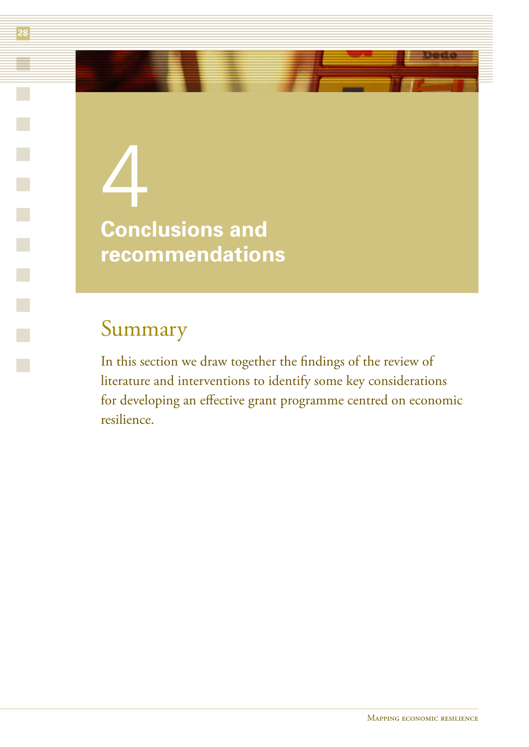# 4 Conclusions and recommendations

## Summary

In this section we draw together the findings of the review of literature and interventions to identify some key considerations for developing an effective grant programme centred on economic resilience.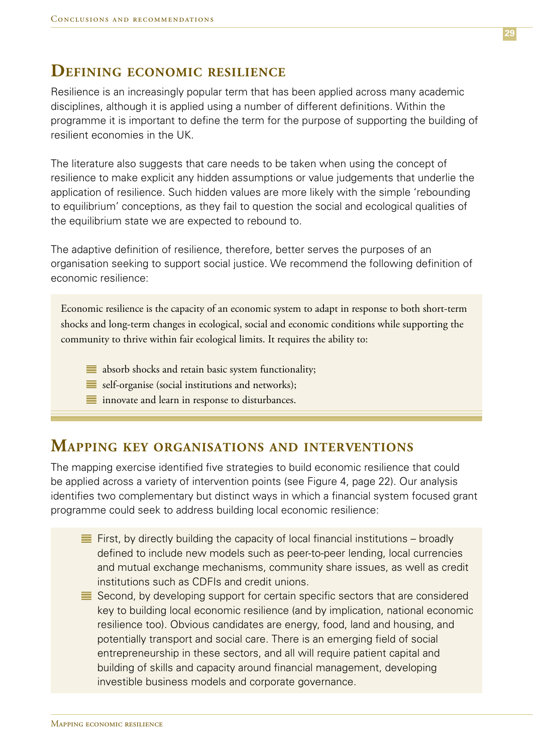## Defining economic resilience

Resilience is an increasingly popular term that has been applied across many academic disciplines, although it is applied using a number of different definitions. Within the programme it is important to define the term for the purpose of supporting the building of resilient economies in the UK.

The literature also suggests that care needs to be taken when using the concept of resilience to make explicit any hidden assumptions or value judgements that underlie the application of resilience. Such hidden values are more likely with the simple 'rebounding to equilibrium' conceptions, as they fail to question the social and ecological qualities of the equilibrium state we are expected to rebound to.

The adaptive definition of resilience, therefore, better serves the purposes of an organisation seeking to support social justice. We recommend the following definition of economic resilience:

> Economic resilience is the capacity of an economic system to adapt in response to both short-term shocks and long-term changes in ecological, social and economic conditions while supporting the community to thrive within fair ecological limits. It requires the ability to:
>
> - absorb shocks and retain basic system functionality;
> - self-organise (social institutions and networks);
> - innovate and learn in response to disturbances.

## Mapping key organisations and interventions

The mapping exercise identified five strategies to build economic resilience that could be applied across a variety of intervention points (see Figure 4, page 22). Our analysis identifies two complementary but distinct ways in which a financial system focused grant programme could seek to address building local economic resilience:

- First, by directly building the capacity of local financial institutions – broadly defined to include new models such as peer-to-peer lending, local currencies and mutual exchange mechanisms, community share issues, as well as credit institutions such as CDFIs and credit unions.
- Second, by developing support for certain specific sectors that are considered key to building local economic resilience (and by implication, national economic resilience too). Obvious candidates are energy, food, land and housing, and potentially transport and social care. There is an emerging field of social entrepreneurship in these sectors, and all will require patient capital and building of skills and capacity around financial management, developing investible business models and corporate governance.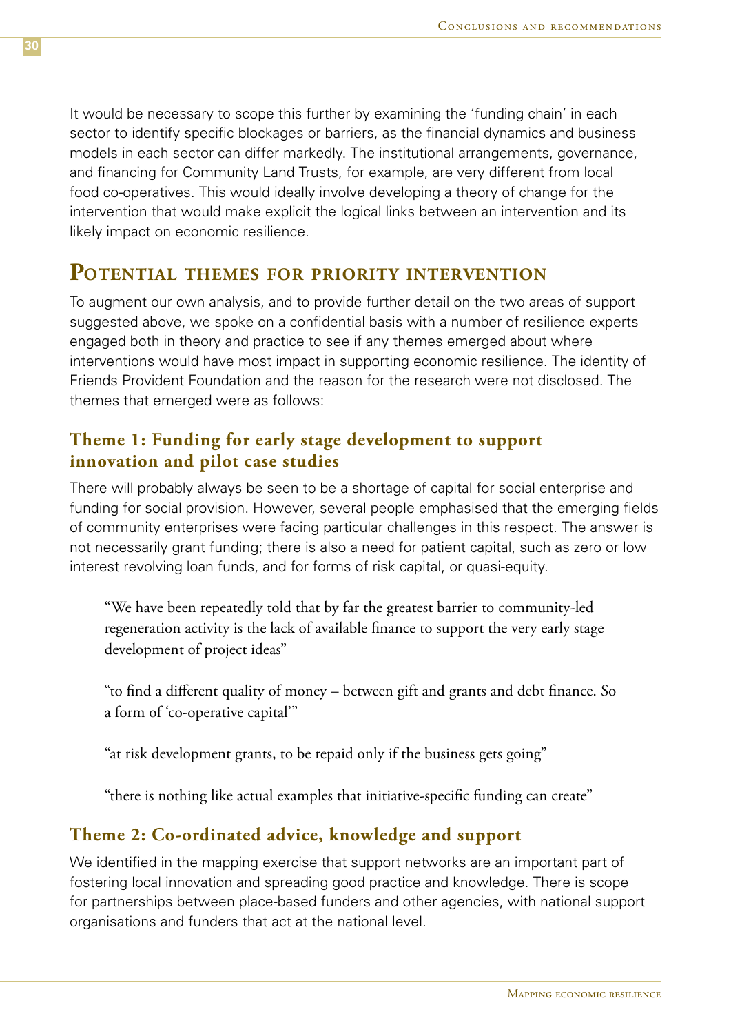It would be necessary to scope this further by examining the 'funding chain' in each sector to identify specific blockages or barriers, as the financial dynamics and business models in each sector can differ markedly. The institutional arrangements, governance, and financing for Community Land Trusts, for example, are very different from local food co-operatives. This would ideally involve developing a theory of change for the intervention that would make explicit the logical links between an intervention and its likely impact on economic resilience.

## Potential themes for priority intervention

To augment our own analysis, and to provide further detail on the two areas of support suggested above, we spoke on a confidential basis with a number of resilience experts engaged both in theory and practice to see if any themes emerged about where interventions would have most impact in supporting economic resilience. The identity of Friends Provident Foundation and the reason for the research were not disclosed. The themes that emerged were as follows:

### Theme 1: Funding for early stage development to support innovation and pilot case studies

There will probably always be seen to be a shortage of capital for social enterprise and funding for social provision. However, several people emphasised that the emerging fields of community enterprises were facing particular challenges in this respect. The answer is not necessarily grant funding; there is also a need for patient capital, such as zero or low interest revolving loan funds, and for forms of risk capital, or quasi-equity.

> "We have been repeatedly told that by far the greatest barrier to community-led regeneration activity is the lack of available finance to support the very early stage development of project ideas"

> "to find a different quality of money – between gift and grants and debt finance. So a form of 'co-operative capital'"

> "at risk development grants, to be repaid only if the business gets going"

> "there is nothing like actual examples that initiative-specific funding can create"

### Theme 2: Co-ordinated advice, knowledge and support

We identified in the mapping exercise that support networks are an important part of fostering local innovation and spreading good practice and knowledge. There is scope for partnerships between place-based funders and other agencies, with national support organisations and funders that act at the national level.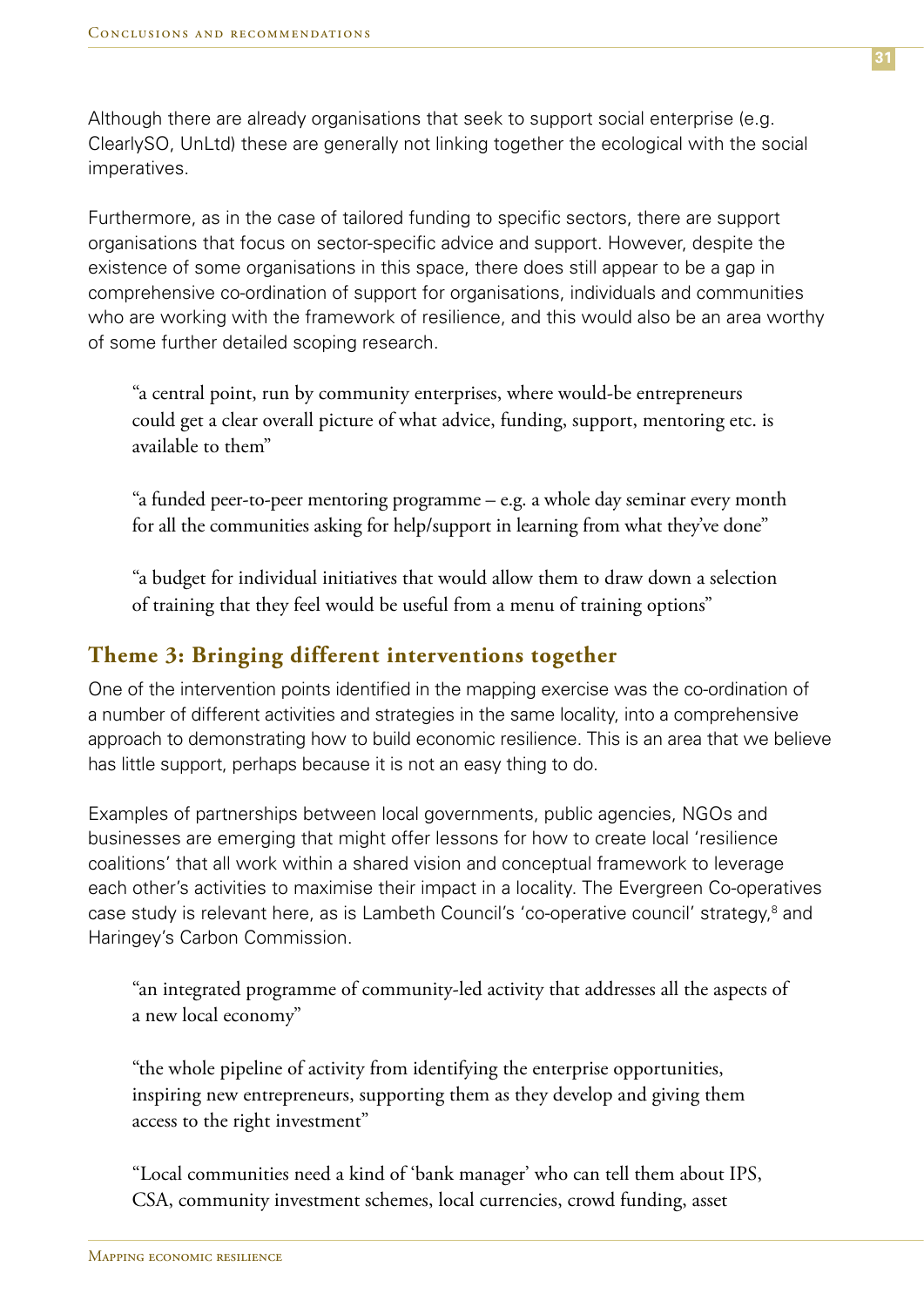Although there are already organisations that seek to support social enterprise (e.g. ClearlySO, UnLtd) these are generally not linking together the ecological with the social imperatives.

Furthermore, as in the case of tailored funding to specific sectors, there are support organisations that focus on sector-specific advice and support. However, despite the existence of some organisations in this space, there does still appear to be a gap in comprehensive co-ordination of support for organisations, individuals and communities who are working with the framework of resilience, and this would also be an area worthy of some further detailed scoping research.

> "a central point, run by community enterprises, where would-be entrepreneurs could get a clear overall picture of what advice, funding, support, mentoring etc. is available to them"

> "a funded peer-to-peer mentoring programme – e.g. a whole day seminar every month for all the communities asking for help/support in learning from what they've done"

> "a budget for individual initiatives that would allow them to draw down a selection of training that they feel would be useful from a menu of training options"

## Theme 3: Bringing different interventions together

One of the intervention points identified in the mapping exercise was the co-ordination of a number of different activities and strategies in the same locality, into a comprehensive approach to demonstrating how to build economic resilience. This is an area that we believe has little support, perhaps because it is not an easy thing to do.

Examples of partnerships between local governments, public agencies, NGOs and businesses are emerging that might offer lessons for how to create local 'resilience coalitions' that all work within a shared vision and conceptual framework to leverage each other's activities to maximise their impact in a locality. The Evergreen Co-operatives case study is relevant here, as is Lambeth Council's 'co-operative council' strategy,[8] and Haringey's Carbon Commission.

> "an integrated programme of community-led activity that addresses all the aspects of a new local economy"

> "the whole pipeline of activity from identifying the enterprise opportunities, inspiring new entrepreneurs, supporting them as they develop and giving them access to the right investment"

> "Local communities need a kind of 'bank manager' who can tell them about IPS, CSA, community investment schemes, local currencies, crowd funding, asset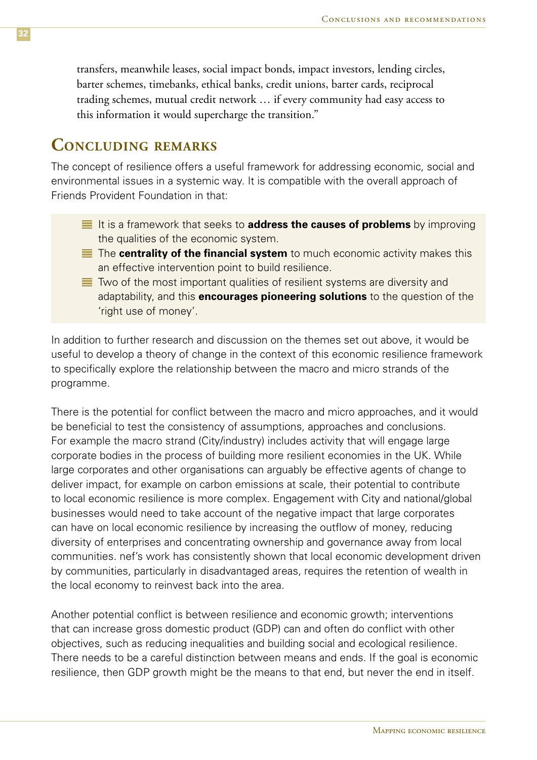transfers, meanwhile leases, social impact bonds, impact investors, lending circles, barter schemes, timebanks, ethical banks, credit unions, barter cards, reciprocal trading schemes, mutual credit network … if every community had easy access to this information it would supercharge the transition."

## Concluding remarks

The concept of resilience offers a useful framework for addressing economic, social and environmental issues in a systemic way. It is compatible with the overall approach of Friends Provident Foundation in that:

- It is a framework that seeks to **address the causes of problems** by improving the qualities of the economic system.
- The **centrality of the financial system** to much economic activity makes this an effective intervention point to build resilience.
- Two of the most important qualities of resilient systems are diversity and adaptability, and this **encourages pioneering solutions** to the question of the 'right use of money'.

In addition to further research and discussion on the themes set out above, it would be useful to develop a theory of change in the context of this economic resilience framework to specifically explore the relationship between the macro and micro strands of the programme.

There is the potential for conflict between the macro and micro approaches, and it would be beneficial to test the consistency of assumptions, approaches and conclusions. For example the macro strand (City/industry) includes activity that will engage large corporate bodies in the process of building more resilient economies in the UK. While large corporates and other organisations can arguably be effective agents of change to deliver impact, for example on carbon emissions at scale, their potential to contribute to local economic resilience is more complex. Engagement with City and national/global businesses would need to take account of the negative impact that large corporates can have on local economic resilience by increasing the outflow of money, reducing diversity of enterprises and concentrating ownership and governance away from local communities. nef's work has consistently shown that local economic development driven by communities, particularly in disadvantaged areas, requires the retention of wealth in the local economy to reinvest back into the area.

Another potential conflict is between resilience and economic growth; interventions that can increase gross domestic product (GDP) can and often do conflict with other objectives, such as reducing inequalities and building social and ecological resilience. There needs to be a careful distinction between means and ends. If the goal is economic resilience, then GDP growth might be the means to that end, but never the end in itself.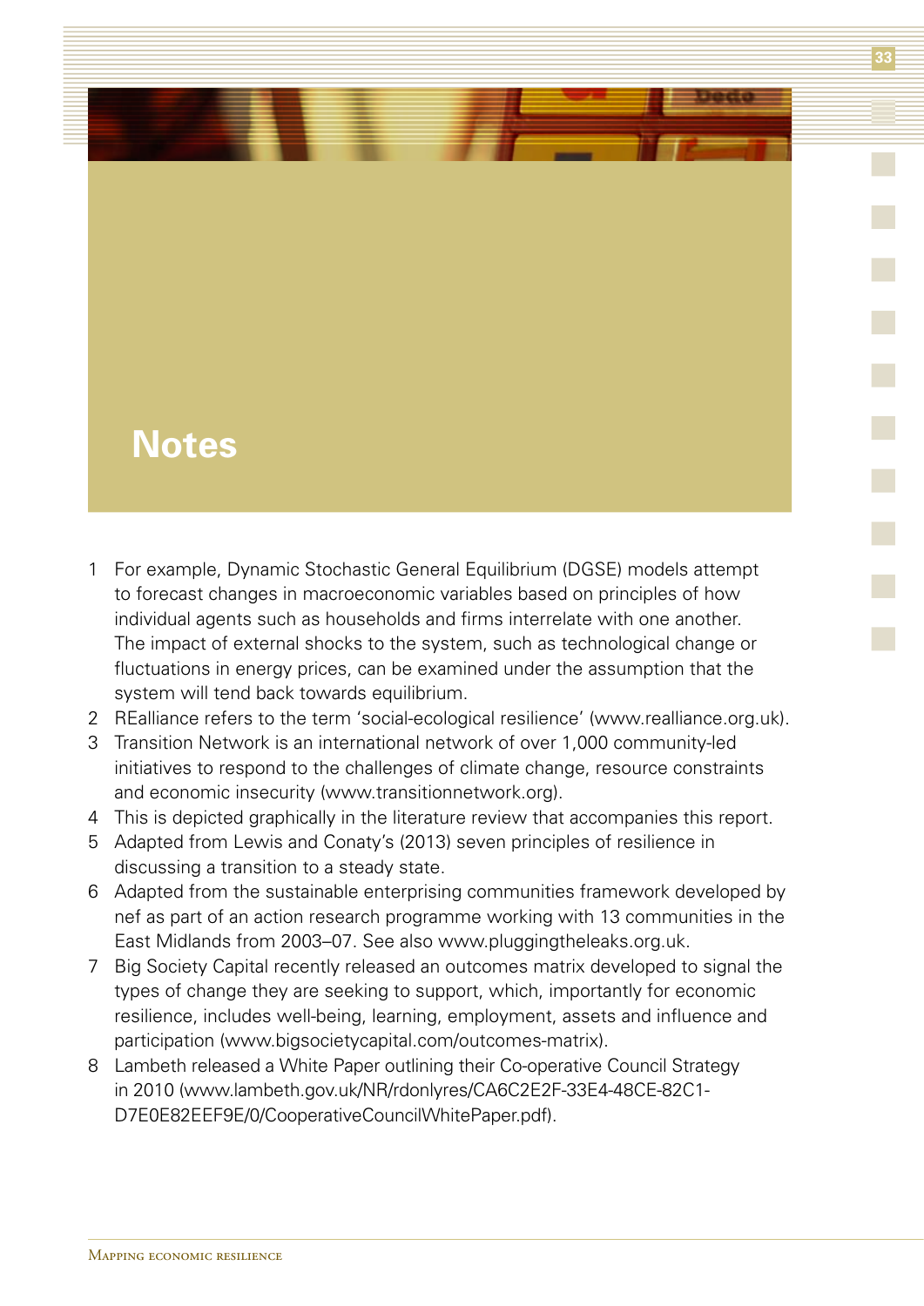# Notes

1. For example, Dynamic Stochastic General Equilibrium (DGSE) models attempt to forecast changes in macroeconomic variables based on principles of how individual agents such as households and firms interrelate with one another. The impact of external shocks to the system, such as technological change or fluctuations in energy prices, can be examined under the assumption that the system will tend back towards equilibrium.
2. REalliance refers to the term 'social-ecological resilience' (www.realliance.org.uk).
3. Transition Network is an international network of over 1,000 community-led initiatives to respond to the challenges of climate change, resource constraints and economic insecurity (www.transitionnetwork.org).
4. This is depicted graphically in the literature review that accompanies this report.
5. Adapted from Lewis and Conaty's (2013) seven principles of resilience in discussing a transition to a steady state.
6. Adapted from the sustainable enterprising communities framework developed by nef as part of an action research programme working with 13 communities in the East Midlands from 2003–07. See also www.pluggingtheleaks.org.uk.
7. Big Society Capital recently released an outcomes matrix developed to signal the types of change they are seeking to support, which, importantly for economic resilience, includes well-being, learning, employment, assets and influence and participation (www.bigsocietycapital.com/outcomes-matrix).
8. Lambeth released a White Paper outlining their Co-operative Council Strategy in 2010 (www.lambeth.gov.uk/NR/rdonlyres/CA6C2E2F-33E4-48CE-82C1-D7E0E82EEF9E/0/CooperativeCouncilWhitePaper.pdf).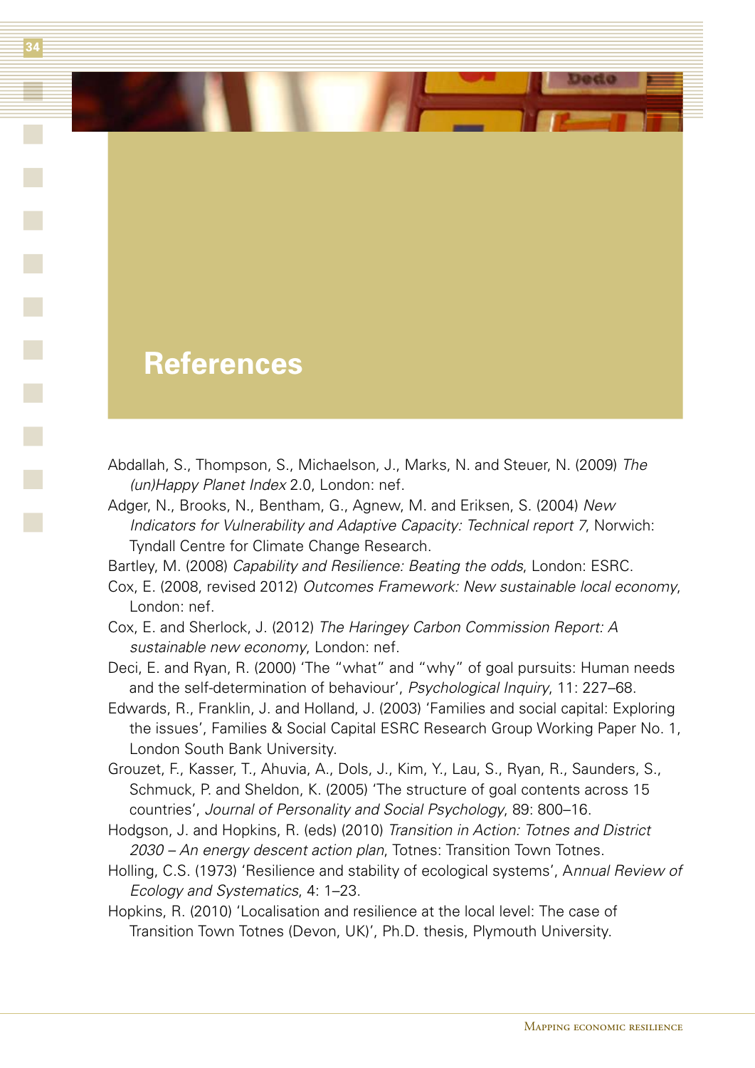# References

Abdallah, S., Thompson, S., Michaelson, J., Marks, N. and Steuer, N. (2009) *The (un)Happy Planet Index* 2.0, London: nef.

Adger, N., Brooks, N., Bentham, G., Agnew, M. and Eriksen, S. (2004) *New Indicators for Vulnerability and Adaptive Capacity: Technical report 7*, Norwich: Tyndall Centre for Climate Change Research.

Bartley, M. (2008) *Capability and Resilience: Beating the odds*, London: ESRC.

Cox, E. (2008, revised 2012) *Outcomes Framework: New sustainable local economy*, London: nef.

Cox, E. and Sherlock, J. (2012) *The Haringey Carbon Commission Report: A sustainable new economy*, London: nef.

Deci, E. and Ryan, R. (2000) 'The "what" and "why" of goal pursuits: Human needs and the self-determination of behaviour', *Psychological Inquiry*, 11: 227–68.

Edwards, R., Franklin, J. and Holland, J. (2003) 'Families and social capital: Exploring the issues', Families & Social Capital ESRC Research Group Working Paper No. 1, London South Bank University.

Grouzet, F., Kasser, T., Ahuvia, A., Dols, J., Kim, Y., Lau, S., Ryan, R., Saunders, S., Schmuck, P. and Sheldon, K. (2005) 'The structure of goal contents across 15 countries', *Journal of Personality and Social Psychology*, 89: 800–16.

Hodgson, J. and Hopkins, R. (eds) (2010) *Transition in Action: Totnes and District 2030 – An energy descent action plan*, Totnes: Transition Town Totnes.

Holling, C.S. (1973) 'Resilience and stability of ecological systems', A*nnual Review of Ecology and Systematics*, 4: 1–23.

Hopkins, R. (2010) 'Localisation and resilience at the local level: The case of Transition Town Totnes (Devon, UK)', Ph.D. thesis, Plymouth University.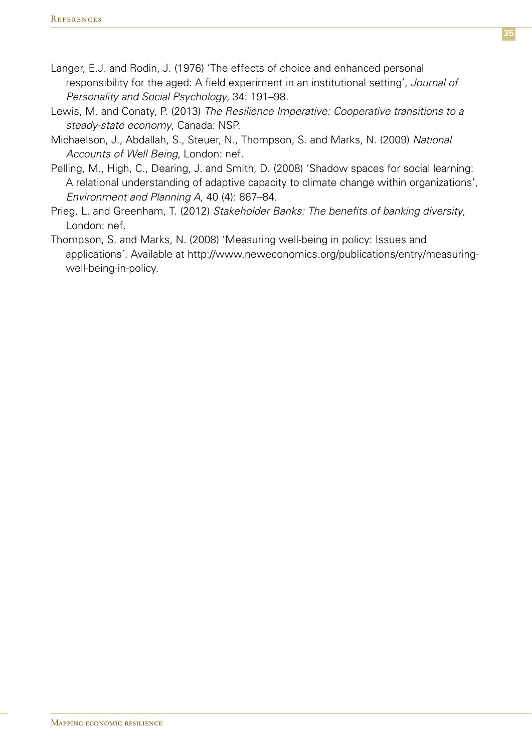Langer, E.J. and Rodin, J. (1976) 'The effects of choice and enhanced personal responsibility for the aged: A field experiment in an institutional setting', *Journal of Personality and Social Psychology*, 34: 191–98.

Lewis, M. and Conaty, P. (2013) *The Resilience Imperative: Cooperative transitions to a steady-state economy*, Canada: NSP.

Michaelson, J., Abdallah, S., Steuer, N., Thompson, S. and Marks, N. (2009) *National Accounts of Well Being*, London: nef.

Pelling, M., High, C., Dearing, J. and Smith, D. (2008) 'Shadow spaces for social learning: A relational understanding of adaptive capacity to climate change within organizations', *Environment and Planning A*, 40 (4): 867–84.

Prieg, L. and Greenham, T. (2012) *Stakeholder Banks: The benefits of banking diversity*, London: nef.

Thompson, S. and Marks, N. (2008) 'Measuring well-being in policy: Issues and applications'. Available at http://www.neweconomics.org/publications/entry/measuring-well-being-in-policy.